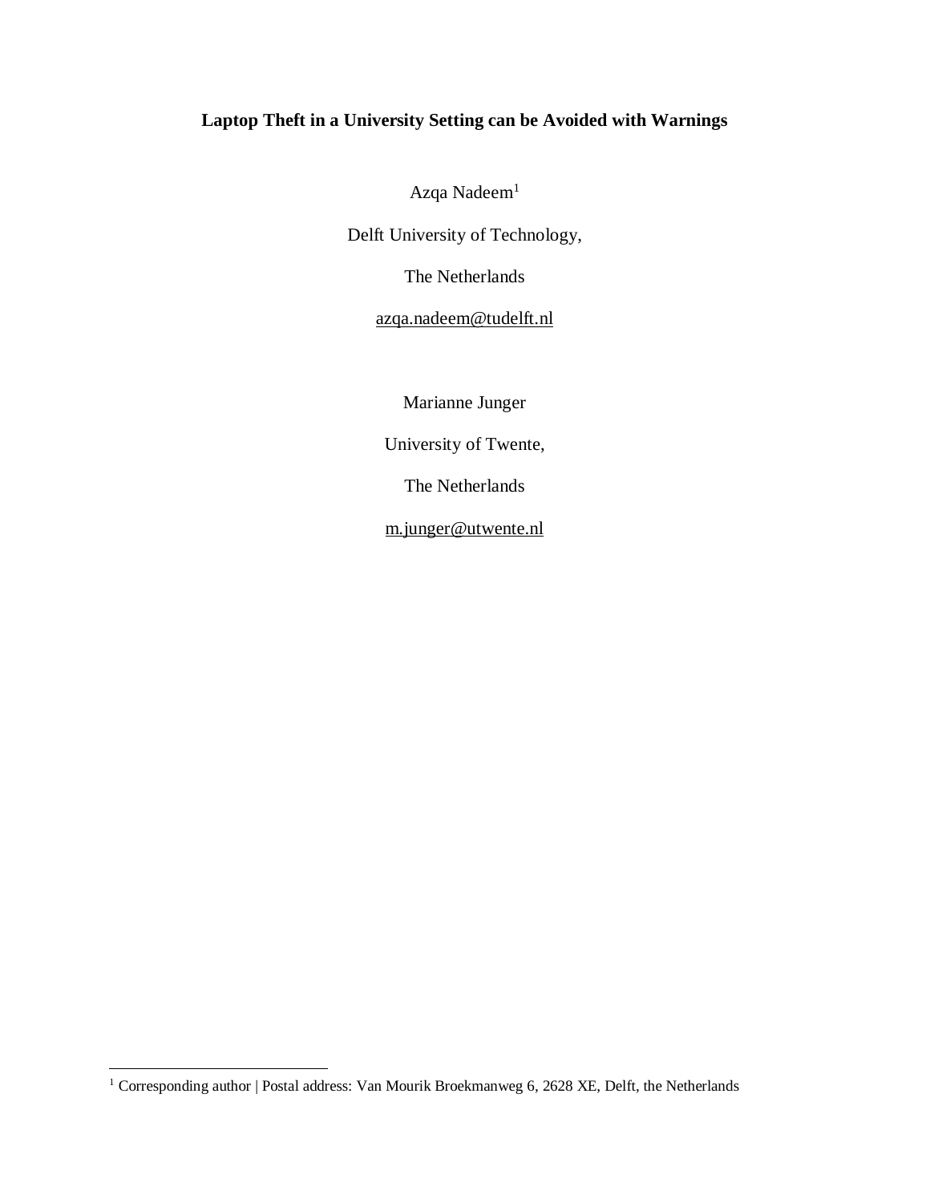# Laptop Theft in a University Setting can be Avoided with Warnings

Azqa Nadeem[1]

Delft University of Technology,

The Netherlands

azqa.nadeem@tudelft.nl

Marianne Junger

University of Twente,

The Netherlands

m.junger@utwente.nl

[1] Corresponding author | Postal address: Van Mourik Broekmanweg 6, 2628 XE, Delft, the Netherlands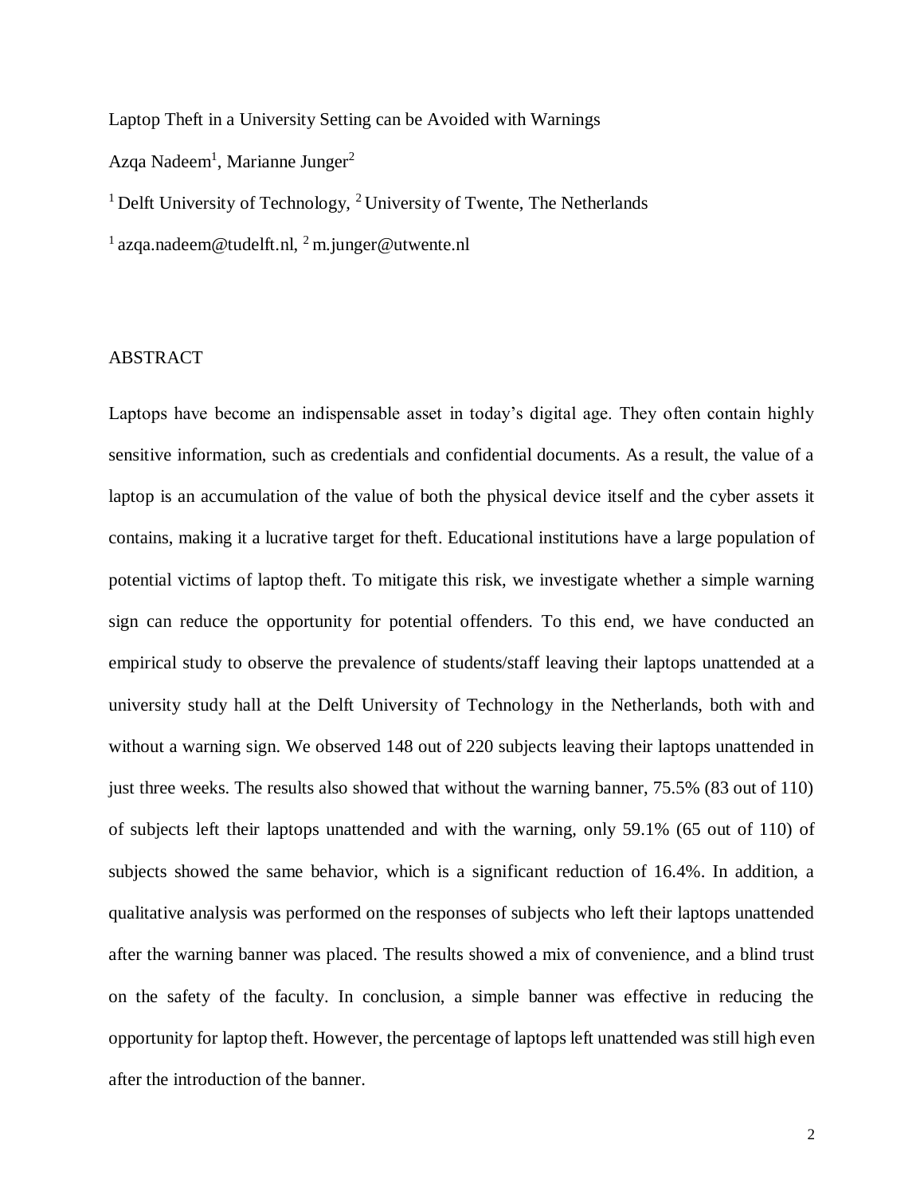# Laptop Theft in a University Setting can be Avoided with Warnings

Azqa Nadeem[1], Marianne Junger[2]

[1] Delft University of Technology, [2] University of Twente, The Netherlands

[1] azqa.nadeem@tudelft.nl, [2] m.junger@utwente.nl

## ABSTRACT

Laptops have become an indispensable asset in today's digital age. They often contain highly sensitive information, such as credentials and confidential documents. As a result, the value of a laptop is an accumulation of the value of both the physical device itself and the cyber assets it contains, making it a lucrative target for theft. Educational institutions have a large population of potential victims of laptop theft. To mitigate this risk, we investigate whether a simple warning sign can reduce the opportunity for potential offenders. To this end, we have conducted an empirical study to observe the prevalence of students/staff leaving their laptops unattended at a university study hall at the Delft University of Technology in the Netherlands, both with and without a warning sign. We observed 148 out of 220 subjects leaving their laptops unattended in just three weeks. The results also showed that without the warning banner, 75.5% (83 out of 110) of subjects left their laptops unattended and with the warning, only 59.1% (65 out of 110) of subjects showed the same behavior, which is a significant reduction of 16.4%. In addition, a qualitative analysis was performed on the responses of subjects who left their laptops unattended after the warning banner was placed. The results showed a mix of convenience, and a blind trust on the safety of the faculty. In conclusion, a simple banner was effective in reducing the opportunity for laptop theft. However, the percentage of laptops left unattended was still high even after the introduction of the banner.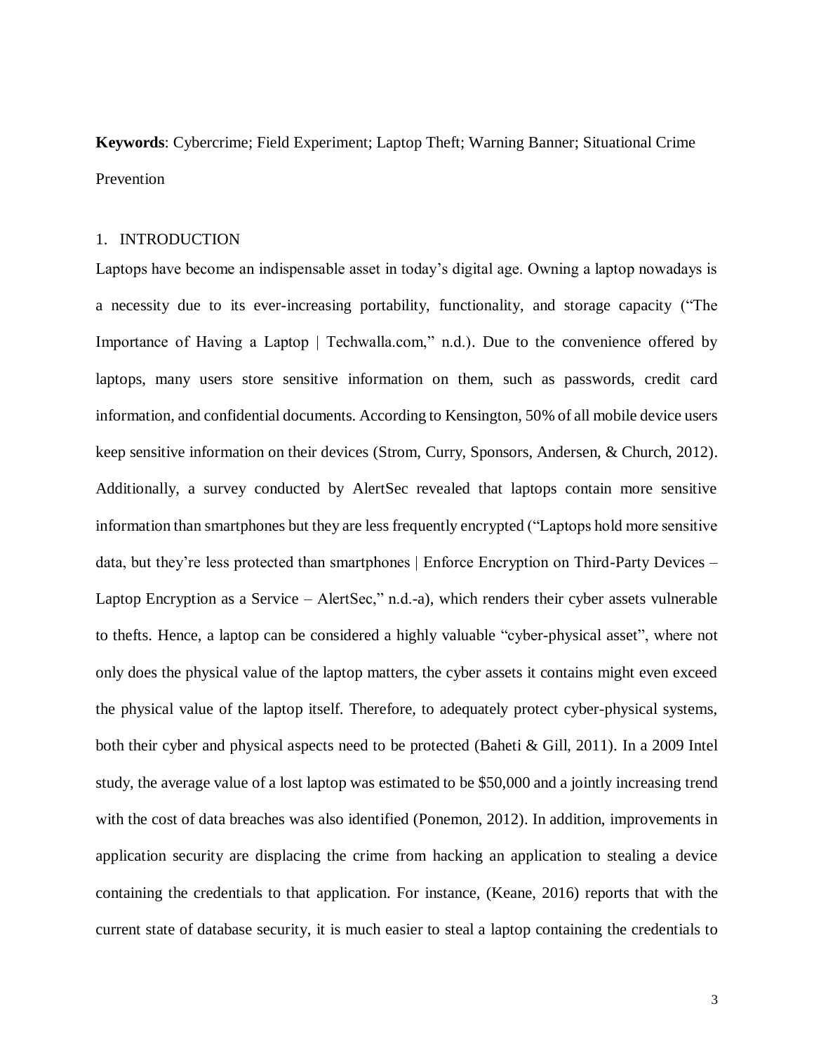**Keywords**: Cybercrime; Field Experiment; Laptop Theft; Warning Banner; Situational Crime Prevention

## 1. INTRODUCTION

Laptops have become an indispensable asset in today's digital age. Owning a laptop nowadays is a necessity due to its ever-increasing portability, functionality, and storage capacity ("The Importance of Having a Laptop | Techwalla.com," n.d.). Due to the convenience offered by laptops, many users store sensitive information on them, such as passwords, credit card information, and confidential documents. According to Kensington, 50% of all mobile device users keep sensitive information on their devices (Strom, Curry, Sponsors, Andersen, & Church, 2012). Additionally, a survey conducted by AlertSec revealed that laptops contain more sensitive information than smartphones but they are less frequently encrypted ("Laptops hold more sensitive data, but they're less protected than smartphones | Enforce Encryption on Third-Party Devices – Laptop Encryption as a Service – AlertSec," n.d.-a), which renders their cyber assets vulnerable to thefts. Hence, a laptop can be considered a highly valuable "cyber-physical asset", where not only does the physical value of the laptop matters, the cyber assets it contains might even exceed the physical value of the laptop itself. Therefore, to adequately protect cyber-physical systems, both their cyber and physical aspects need to be protected (Baheti & Gill, 2011). In a 2009 Intel study, the average value of a lost laptop was estimated to be $50,000 and a jointly increasing trend with the cost of data breaches was also identified (Ponemon, 2012). In addition, improvements in application security are displacing the crime from hacking an application to stealing a device containing the credentials to that application. For instance, (Keane, 2016) reports that with the current state of database security, it is much easier to steal a laptop containing the credentials to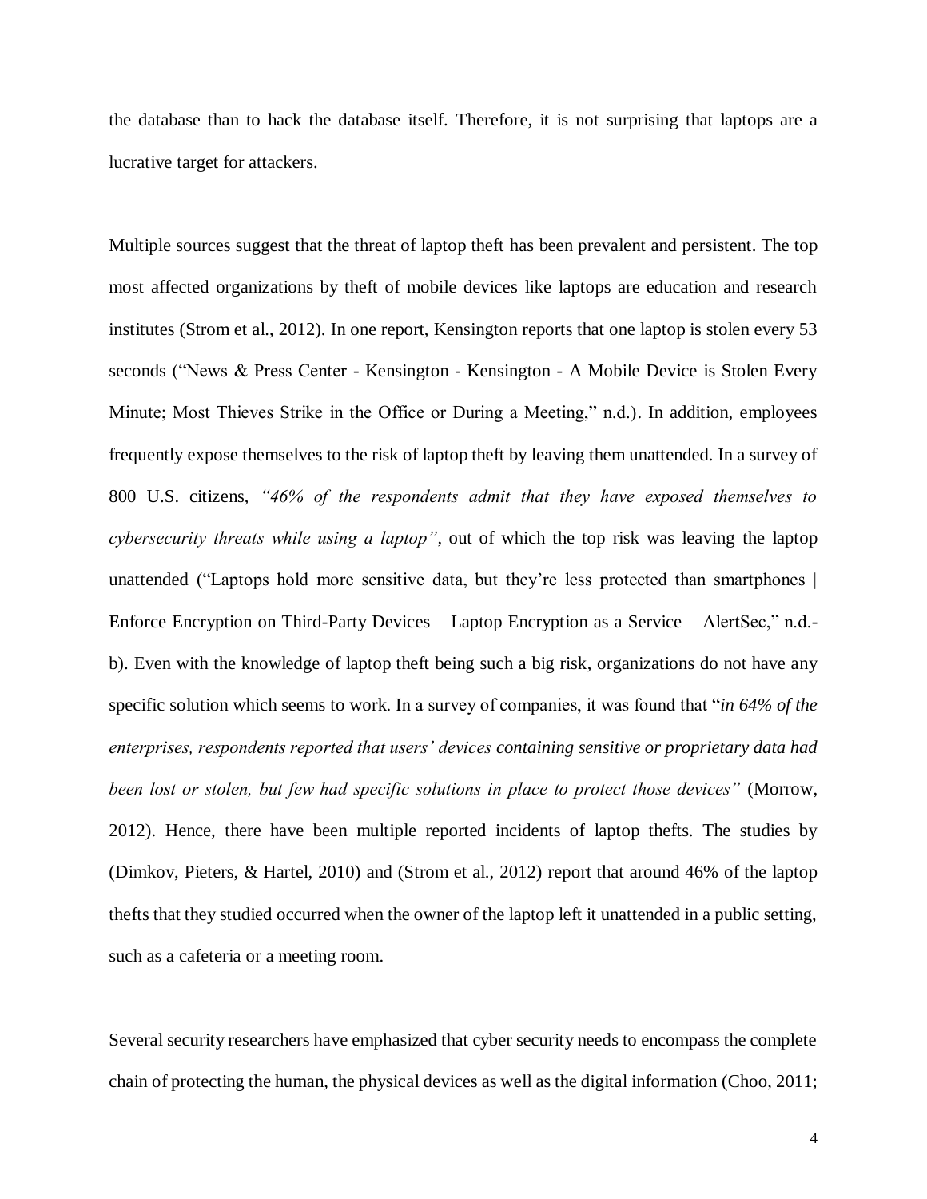the database than to hack the database itself. Therefore, it is not surprising that laptops are a lucrative target for attackers.

Multiple sources suggest that the threat of laptop theft has been prevalent and persistent. The top most affected organizations by theft of mobile devices like laptops are education and research institutes (Strom et al., 2012). In one report, Kensington reports that one laptop is stolen every 53 seconds ("News & Press Center - Kensington - Kensington - A Mobile Device is Stolen Every Minute; Most Thieves Strike in the Office or During a Meeting," n.d.). In addition, employees frequently expose themselves to the risk of laptop theft by leaving them unattended. In a survey of 800 U.S. citizens, *"46% of the respondents admit that they have exposed themselves to cybersecurity threats while using a laptop"*, out of which the top risk was leaving the laptop unattended ("Laptops hold more sensitive data, but they're less protected than smartphones | Enforce Encryption on Third-Party Devices – Laptop Encryption as a Service – AlertSec," n.d.-b). Even with the knowledge of laptop theft being such a big risk, organizations do not have any specific solution which seems to work. In a survey of companies, it was found that "*in 64% of the enterprises, respondents reported that users' devices containing sensitive or proprietary data had been lost or stolen, but few had specific solutions in place to protect those devices"* (Morrow, 2012). Hence, there have been multiple reported incidents of laptop thefts. The studies by (Dimkov, Pieters, & Hartel, 2010) and (Strom et al., 2012) report that around 46% of the laptop thefts that they studied occurred when the owner of the laptop left it unattended in a public setting, such as a cafeteria or a meeting room.

Several security researchers have emphasized that cyber security needs to encompass the complete chain of protecting the human, the physical devices as well as the digital information (Choo, 2011;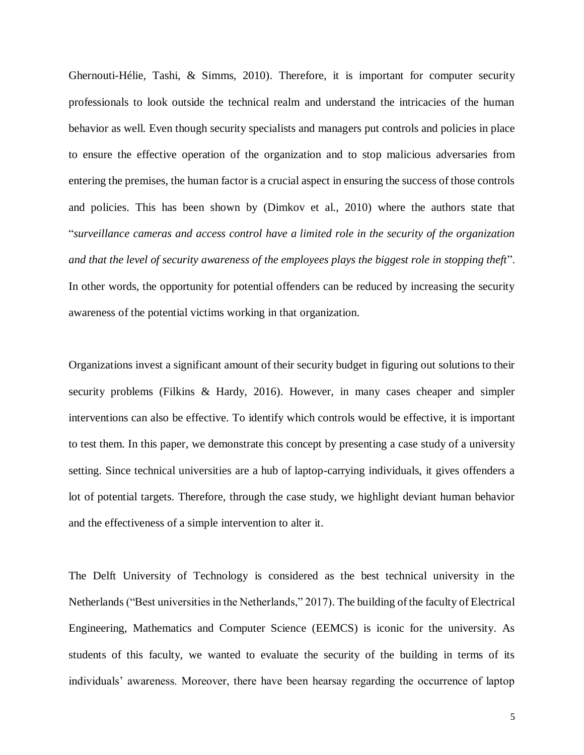Ghernouti-Hélie, Tashi, & Simms, 2010). Therefore, it is important for computer security professionals to look outside the technical realm and understand the intricacies of the human behavior as well. Even though security specialists and managers put controls and policies in place to ensure the effective operation of the organization and to stop malicious adversaries from entering the premises, the human factor is a crucial aspect in ensuring the success of those controls and policies. This has been shown by (Dimkov et al., 2010) where the authors state that "*surveillance cameras and access control have a limited role in the security of the organization and that the level of security awareness of the employees plays the biggest role in stopping theft*". In other words, the opportunity for potential offenders can be reduced by increasing the security awareness of the potential victims working in that organization.

Organizations invest a significant amount of their security budget in figuring out solutions to their security problems (Filkins & Hardy, 2016). However, in many cases cheaper and simpler interventions can also be effective. To identify which controls would be effective, it is important to test them. In this paper, we demonstrate this concept by presenting a case study of a university setting. Since technical universities are a hub of laptop-carrying individuals, it gives offenders a lot of potential targets. Therefore, through the case study, we highlight deviant human behavior and the effectiveness of a simple intervention to alter it.

The Delft University of Technology is considered as the best technical university in the Netherlands ("Best universities in the Netherlands," 2017). The building of the faculty of Electrical Engineering, Mathematics and Computer Science (EEMCS) is iconic for the university. As students of this faculty, we wanted to evaluate the security of the building in terms of its individuals' awareness. Moreover, there have been hearsay regarding the occurrence of laptop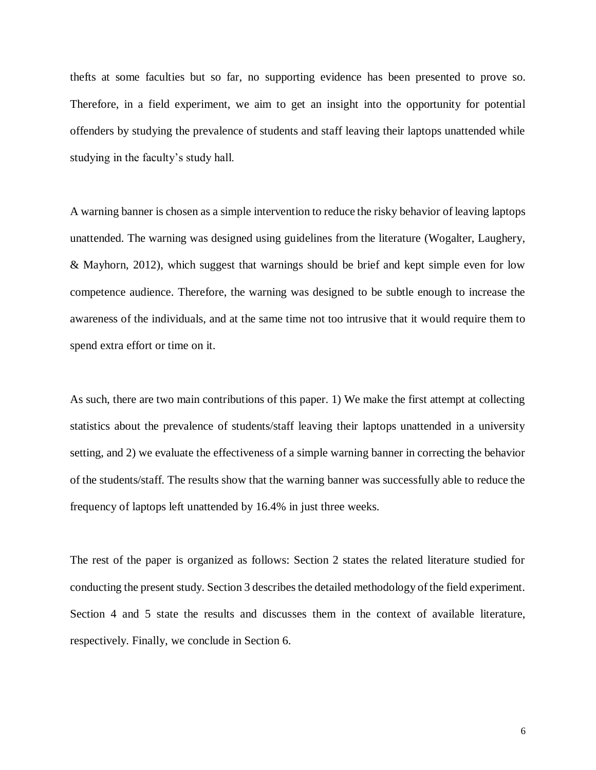thefts at some faculties but so far, no supporting evidence has been presented to prove so. Therefore, in a field experiment, we aim to get an insight into the opportunity for potential offenders by studying the prevalence of students and staff leaving their laptops unattended while studying in the faculty's study hall.

A warning banner is chosen as a simple intervention to reduce the risky behavior of leaving laptops unattended. The warning was designed using guidelines from the literature (Wogalter, Laughery, & Mayhorn, 2012), which suggest that warnings should be brief and kept simple even for low competence audience. Therefore, the warning was designed to be subtle enough to increase the awareness of the individuals, and at the same time not too intrusive that it would require them to spend extra effort or time on it.

As such, there are two main contributions of this paper. 1) We make the first attempt at collecting statistics about the prevalence of students/staff leaving their laptops unattended in a university setting, and 2) we evaluate the effectiveness of a simple warning banner in correcting the behavior of the students/staff. The results show that the warning banner was successfully able to reduce the frequency of laptops left unattended by 16.4% in just three weeks.

The rest of the paper is organized as follows: Section 2 states the related literature studied for conducting the present study. Section 3 describes the detailed methodology of the field experiment. Section 4 and 5 state the results and discusses them in the context of available literature, respectively. Finally, we conclude in Section 6.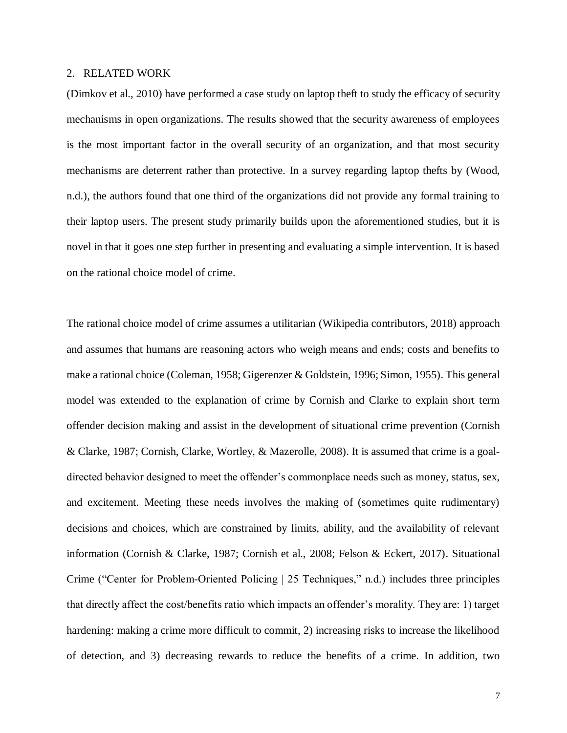## 2. RELATED WORK

(Dimkov et al., 2010) have performed a case study on laptop theft to study the efficacy of security mechanisms in open organizations. The results showed that the security awareness of employees is the most important factor in the overall security of an organization, and that most security mechanisms are deterrent rather than protective. In a survey regarding laptop thefts by (Wood, n.d.), the authors found that one third of the organizations did not provide any formal training to their laptop users. The present study primarily builds upon the aforementioned studies, but it is novel in that it goes one step further in presenting and evaluating a simple intervention. It is based on the rational choice model of crime.

The rational choice model of crime assumes a utilitarian (Wikipedia contributors, 2018) approach and assumes that humans are reasoning actors who weigh means and ends; costs and benefits to make a rational choice (Coleman, 1958; Gigerenzer & Goldstein, 1996; Simon, 1955). This general model was extended to the explanation of crime by Cornish and Clarke to explain short term offender decision making and assist in the development of situational crime prevention (Cornish & Clarke, 1987; Cornish, Clarke, Wortley, & Mazerolle, 2008). It is assumed that crime is a goal-directed behavior designed to meet the offender's commonplace needs such as money, status, sex, and excitement. Meeting these needs involves the making of (sometimes quite rudimentary) decisions and choices, which are constrained by limits, ability, and the availability of relevant information (Cornish & Clarke, 1987; Cornish et al., 2008; Felson & Eckert, 2017). Situational Crime ("Center for Problem-Oriented Policing | 25 Techniques," n.d.) includes three principles that directly affect the cost/benefits ratio which impacts an offender's morality. They are: 1) target hardening: making a crime more difficult to commit, 2) increasing risks to increase the likelihood of detection, and 3) decreasing rewards to reduce the benefits of a crime. In addition, two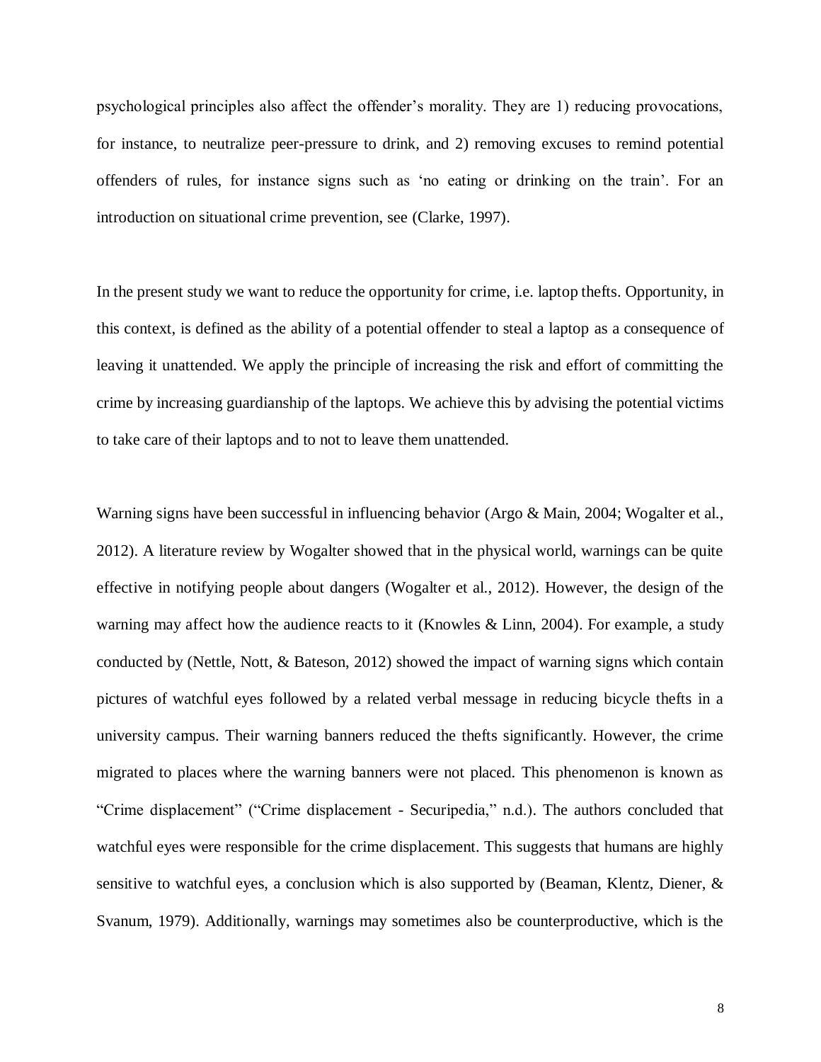psychological principles also affect the offender's morality. They are 1) reducing provocations, for instance, to neutralize peer-pressure to drink, and 2) removing excuses to remind potential offenders of rules, for instance signs such as 'no eating or drinking on the train'. For an introduction on situational crime prevention, see (Clarke, 1997).

In the present study we want to reduce the opportunity for crime, i.e. laptop thefts. Opportunity, in this context, is defined as the ability of a potential offender to steal a laptop as a consequence of leaving it unattended. We apply the principle of increasing the risk and effort of committing the crime by increasing guardianship of the laptops. We achieve this by advising the potential victims to take care of their laptops and to not to leave them unattended.

Warning signs have been successful in influencing behavior (Argo & Main, 2004; Wogalter et al., 2012). A literature review by Wogalter showed that in the physical world, warnings can be quite effective in notifying people about dangers (Wogalter et al., 2012). However, the design of the warning may affect how the audience reacts to it (Knowles & Linn, 2004). For example, a study conducted by (Nettle, Nott, & Bateson, 2012) showed the impact of warning signs which contain pictures of watchful eyes followed by a related verbal message in reducing bicycle thefts in a university campus. Their warning banners reduced the thefts significantly. However, the crime migrated to places where the warning banners were not placed. This phenomenon is known as "Crime displacement" ("Crime displacement - Securipedia," n.d.). The authors concluded that watchful eyes were responsible for the crime displacement. This suggests that humans are highly sensitive to watchful eyes, a conclusion which is also supported by (Beaman, Klentz, Diener, & Svanum, 1979). Additionally, warnings may sometimes also be counterproductive, which is the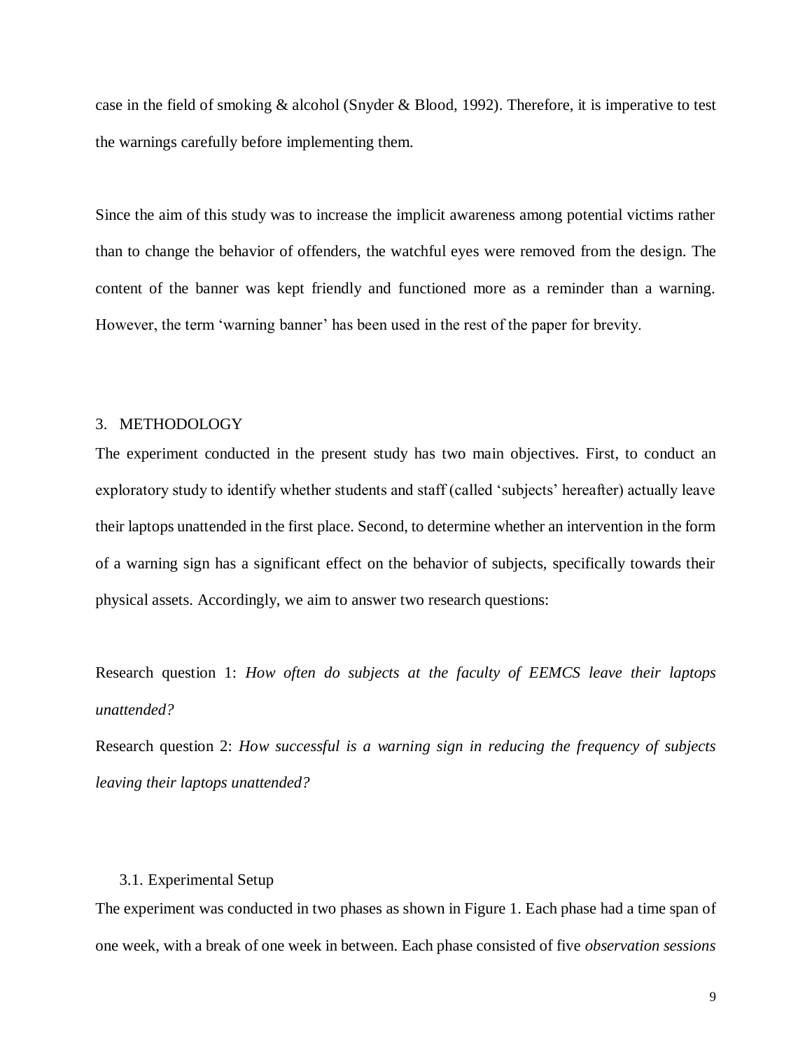case in the field of smoking & alcohol (Snyder & Blood, 1992). Therefore, it is imperative to test the warnings carefully before implementing them.

Since the aim of this study was to increase the implicit awareness among potential victims rather than to change the behavior of offenders, the watchful eyes were removed from the design. The content of the banner was kept friendly and functioned more as a reminder than a warning. However, the term 'warning banner' has been used in the rest of the paper for brevity.

## 3. METHODOLOGY

The experiment conducted in the present study has two main objectives. First, to conduct an exploratory study to identify whether students and staff (called 'subjects' hereafter) actually leave their laptops unattended in the first place. Second, to determine whether an intervention in the form of a warning sign has a significant effect on the behavior of subjects, specifically towards their physical assets. Accordingly, we aim to answer two research questions:

Research question 1: *How often do subjects at the faculty of EEMCS leave their laptops unattended?*

Research question 2: *How successful is a warning sign in reducing the frequency of subjects leaving their laptops unattended?*

### 3.1. Experimental Setup

The experiment was conducted in two phases as shown in Figure 1. Each phase had a time span of one week, with a break of one week in between. Each phase consisted of five *observation sessions*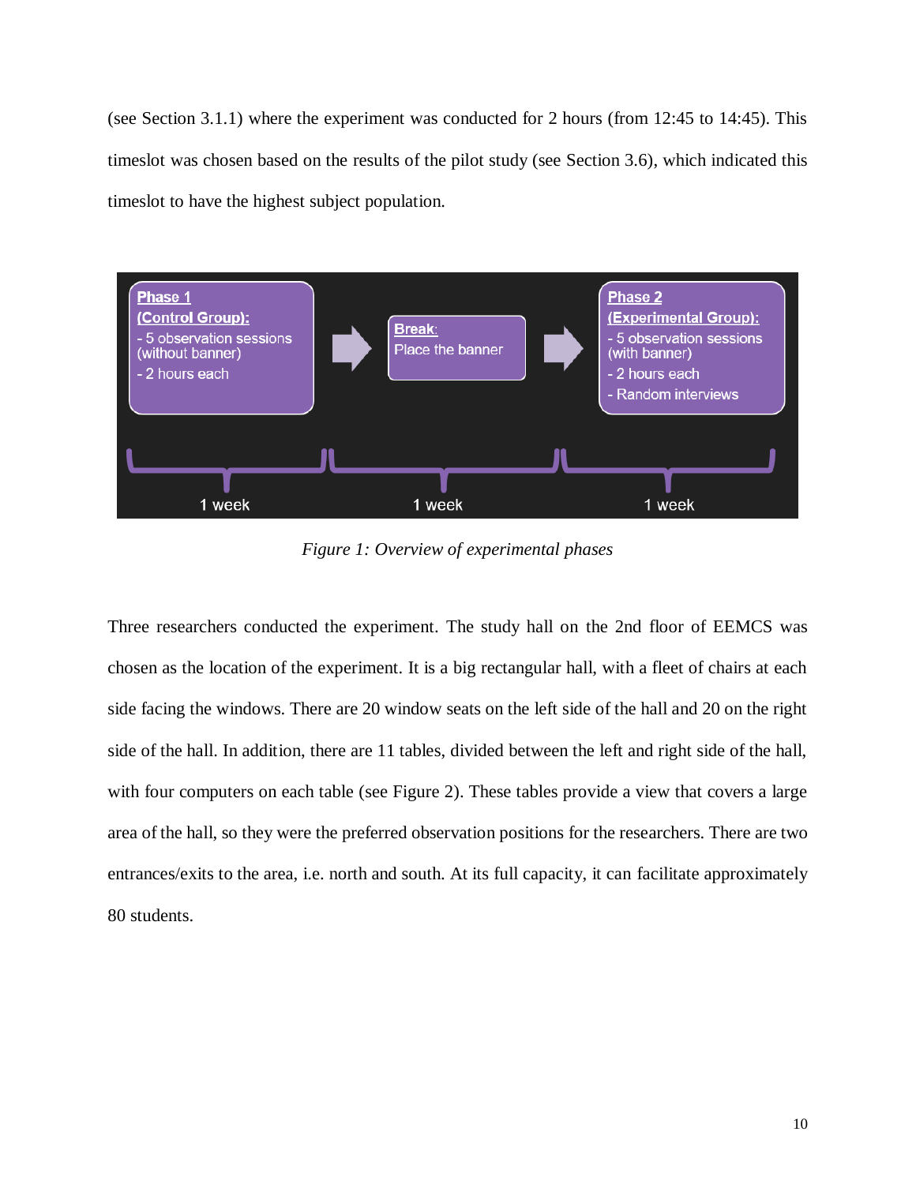(see Section 3.1.1) where the experiment was conducted for 2 hours (from 12:45 to 14:45). This timeslot was chosen based on the results of the pilot study (see Section 3.6), which indicated this timeslot to have the highest subject population.

*Figure 1: Overview of experimental phases*

Three researchers conducted the experiment. The study hall on the 2nd floor of EEMCS was chosen as the location of the experiment. It is a big rectangular hall, with a fleet of chairs at each side facing the windows. There are 20 window seats on the left side of the hall and 20 on the right side of the hall. In addition, there are 11 tables, divided between the left and right side of the hall, with four computers on each table (see Figure 2). These tables provide a view that covers a large area of the hall, so they were the preferred observation positions for the researchers. There are two entrances/exits to the area, i.e. north and south. At its full capacity, it can facilitate approximately 80 students.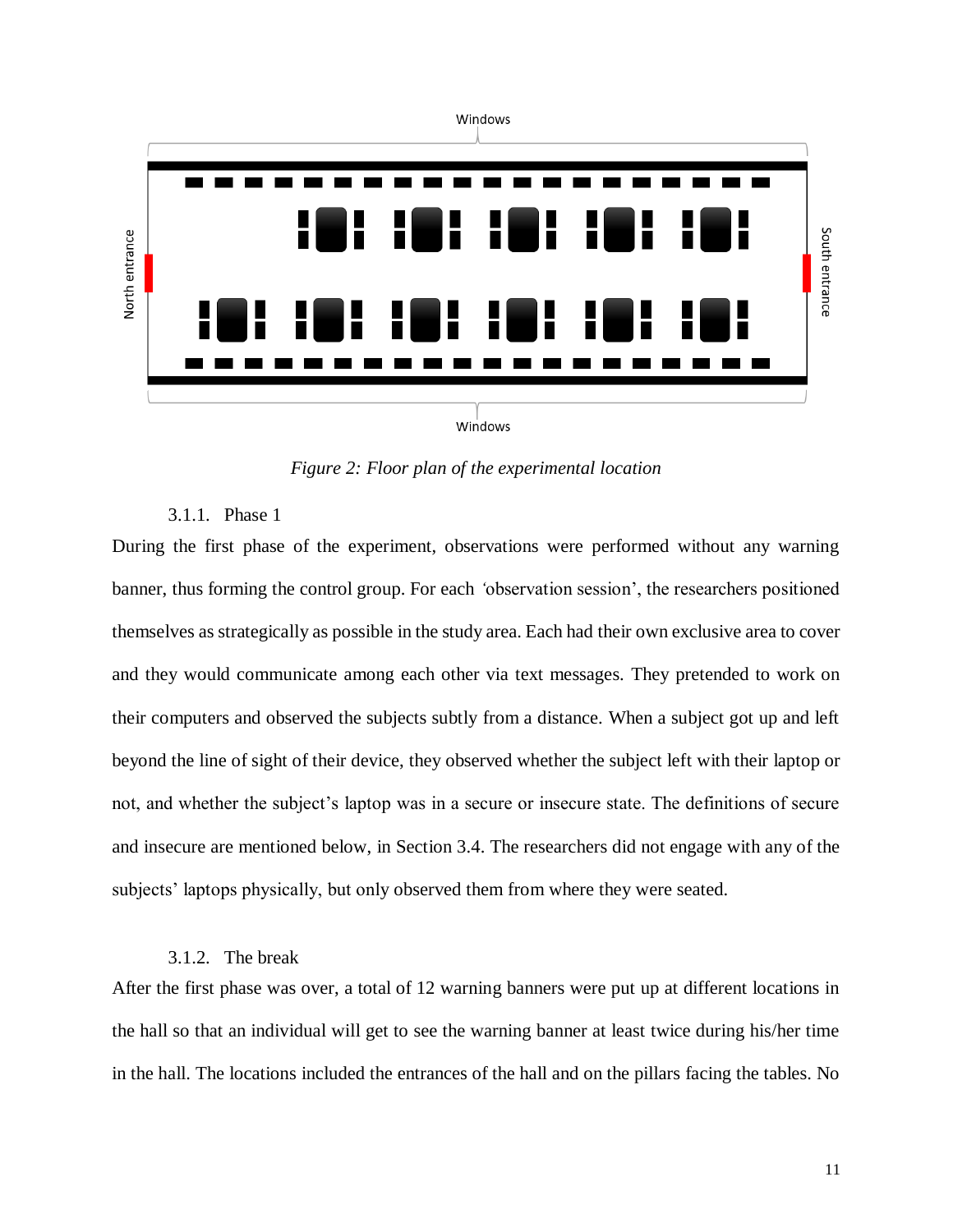Windows

North entrance

South entrance

Windows

*Figure 2: Floor plan of the experimental location*

### 3.1.1. Phase 1

During the first phase of the experiment, observations were performed without any warning banner, thus forming the control group. For each 'observation session', the researchers positioned themselves as strategically as possible in the study area. Each had their own exclusive area to cover and they would communicate among each other via text messages. They pretended to work on their computers and observed the subjects subtly from a distance. When a subject got up and left beyond the line of sight of their device, they observed whether the subject left with their laptop or not, and whether the subject's laptop was in a secure or insecure state. The definitions of secure and insecure are mentioned below, in Section 3.4. The researchers did not engage with any of the subjects' laptops physically, but only observed them from where they were seated.

### 3.1.2. The break

After the first phase was over, a total of 12 warning banners were put up at different locations in the hall so that an individual will get to see the warning banner at least twice during his/her time in the hall. The locations included the entrances of the hall and on the pillars facing the tables. No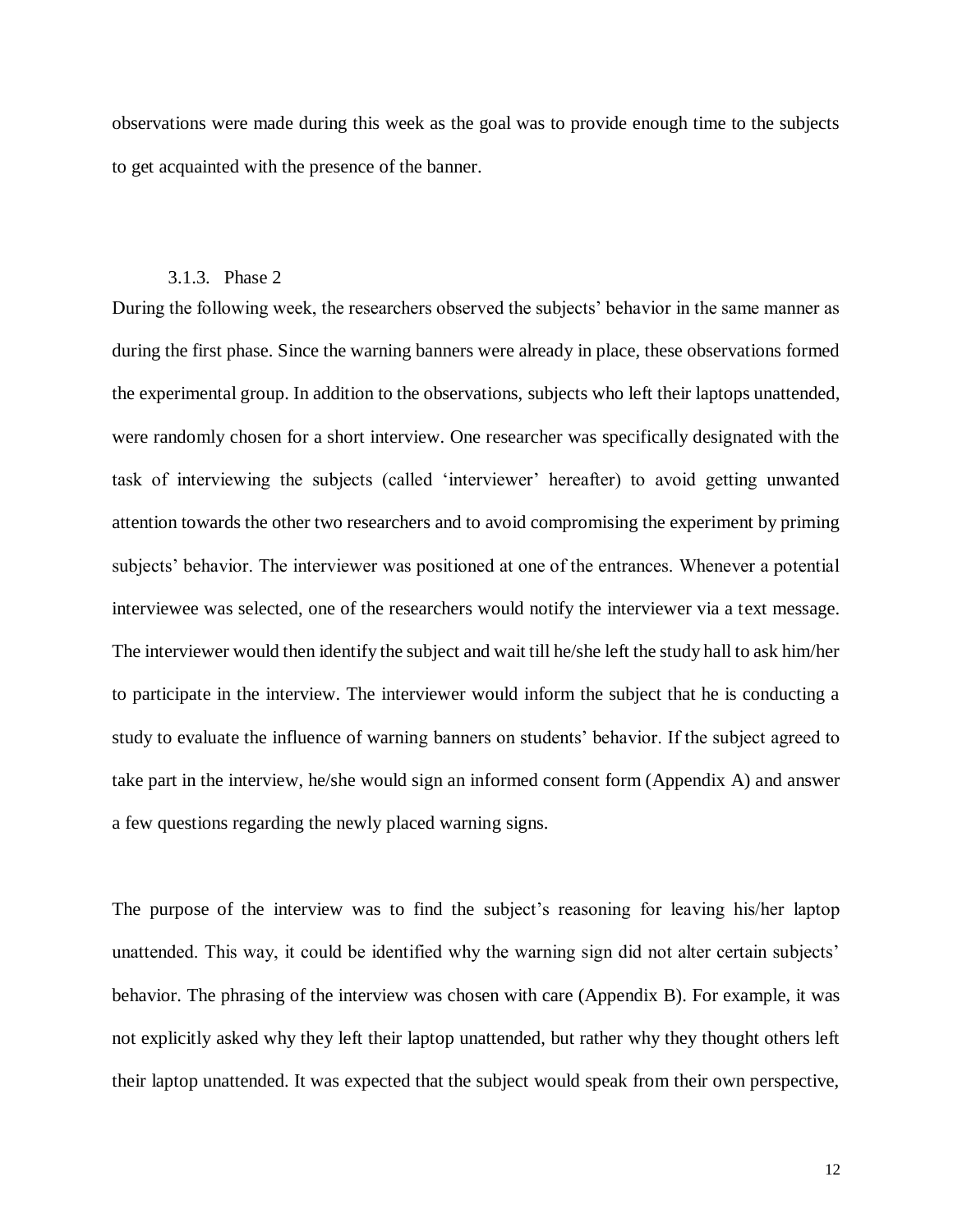observations were made during this week as the goal was to provide enough time to the subjects to get acquainted with the presence of the banner.

### 3.1.3. Phase 2

During the following week, the researchers observed the subjects' behavior in the same manner as during the first phase. Since the warning banners were already in place, these observations formed the experimental group. In addition to the observations, subjects who left their laptops unattended, were randomly chosen for a short interview. One researcher was specifically designated with the task of interviewing the subjects (called 'interviewer' hereafter) to avoid getting unwanted attention towards the other two researchers and to avoid compromising the experiment by priming subjects' behavior. The interviewer was positioned at one of the entrances. Whenever a potential interviewee was selected, one of the researchers would notify the interviewer via a text message. The interviewer would then identify the subject and wait till he/she left the study hall to ask him/her to participate in the interview. The interviewer would inform the subject that he is conducting a study to evaluate the influence of warning banners on students' behavior. If the subject agreed to take part in the interview, he/she would sign an informed consent form (Appendix A) and answer a few questions regarding the newly placed warning signs.

The purpose of the interview was to find the subject's reasoning for leaving his/her laptop unattended. This way, it could be identified why the warning sign did not alter certain subjects' behavior. The phrasing of the interview was chosen with care (Appendix B). For example, it was not explicitly asked why they left their laptop unattended, but rather why they thought others left their laptop unattended. It was expected that the subject would speak from their own perspective,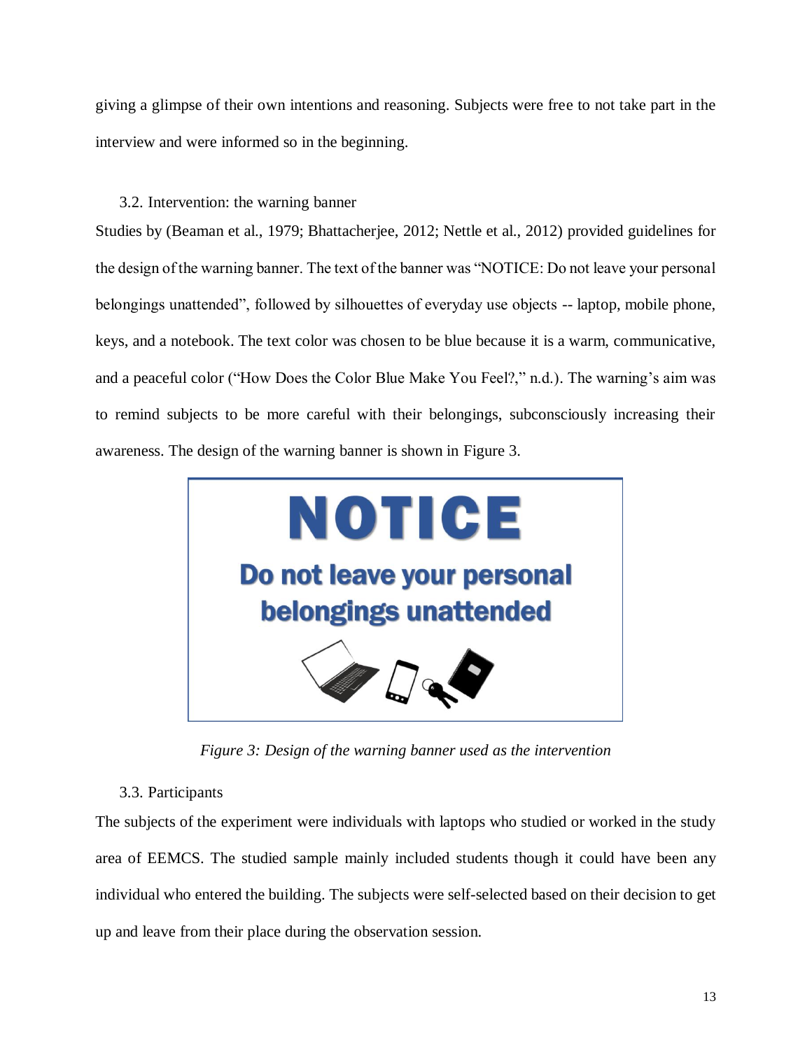giving a glimpse of their own intentions and reasoning. Subjects were free to not take part in the interview and were informed so in the beginning.

### 3.2. Intervention: the warning banner

Studies by (Beaman et al., 1979; Bhattacherjee, 2012; Nettle et al., 2012) provided guidelines for the design of the warning banner. The text of the banner was "NOTICE: Do not leave your personal belongings unattended", followed by silhouettes of everyday use objects -- laptop, mobile phone, keys, and a notebook. The text color was chosen to be blue because it is a warm, communicative, and a peaceful color ("How Does the Color Blue Make You Feel?," n.d.). The warning's aim was to remind subjects to be more careful with their belongings, subconsciously increasing their awareness. The design of the warning banner is shown in Figure 3.

NOTICE

Do not leave your personal belongings unattended

*Figure 3: Design of the warning banner used as the intervention*

### 3.3. Participants

The subjects of the experiment were individuals with laptops who studied or worked in the study area of EEMCS. The studied sample mainly included students though it could have been any individual who entered the building. The subjects were self-selected based on their decision to get up and leave from their place during the observation session.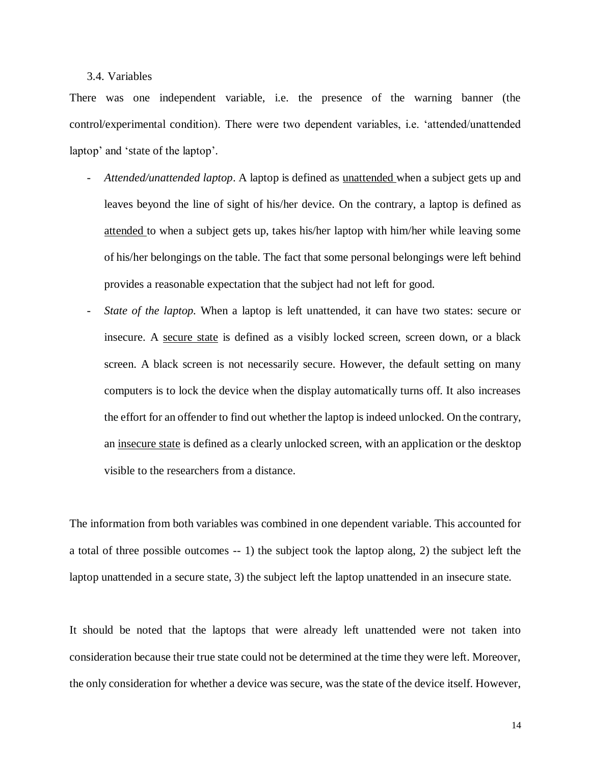### 3.4. Variables

There was one independent variable, i.e. the presence of the warning banner (the control/experimental condition). There were two dependent variables, i.e. 'attended/unattended laptop' and 'state of the laptop'.

- *Attended/unattended laptop*. A laptop is defined as unattended when a subject gets up and leaves beyond the line of sight of his/her device. On the contrary, a laptop is defined as attended to when a subject gets up, takes his/her laptop with him/her while leaving some of his/her belongings on the table. The fact that some personal belongings were left behind provides a reasonable expectation that the subject had not left for good.
- *State of the laptop*. When a laptop is left unattended, it can have two states: secure or insecure. A secure state is defined as a visibly locked screen, screen down, or a black screen. A black screen is not necessarily secure. However, the default setting on many computers is to lock the device when the display automatically turns off. It also increases the effort for an offender to find out whether the laptop is indeed unlocked. On the contrary, an insecure state is defined as a clearly unlocked screen, with an application or the desktop visible to the researchers from a distance.

The information from both variables was combined in one dependent variable. This accounted for a total of three possible outcomes -- 1) the subject took the laptop along, 2) the subject left the laptop unattended in a secure state, 3) the subject left the laptop unattended in an insecure state.

It should be noted that the laptops that were already left unattended were not taken into consideration because their true state could not be determined at the time they were left. Moreover, the only consideration for whether a device was secure, was the state of the device itself. However,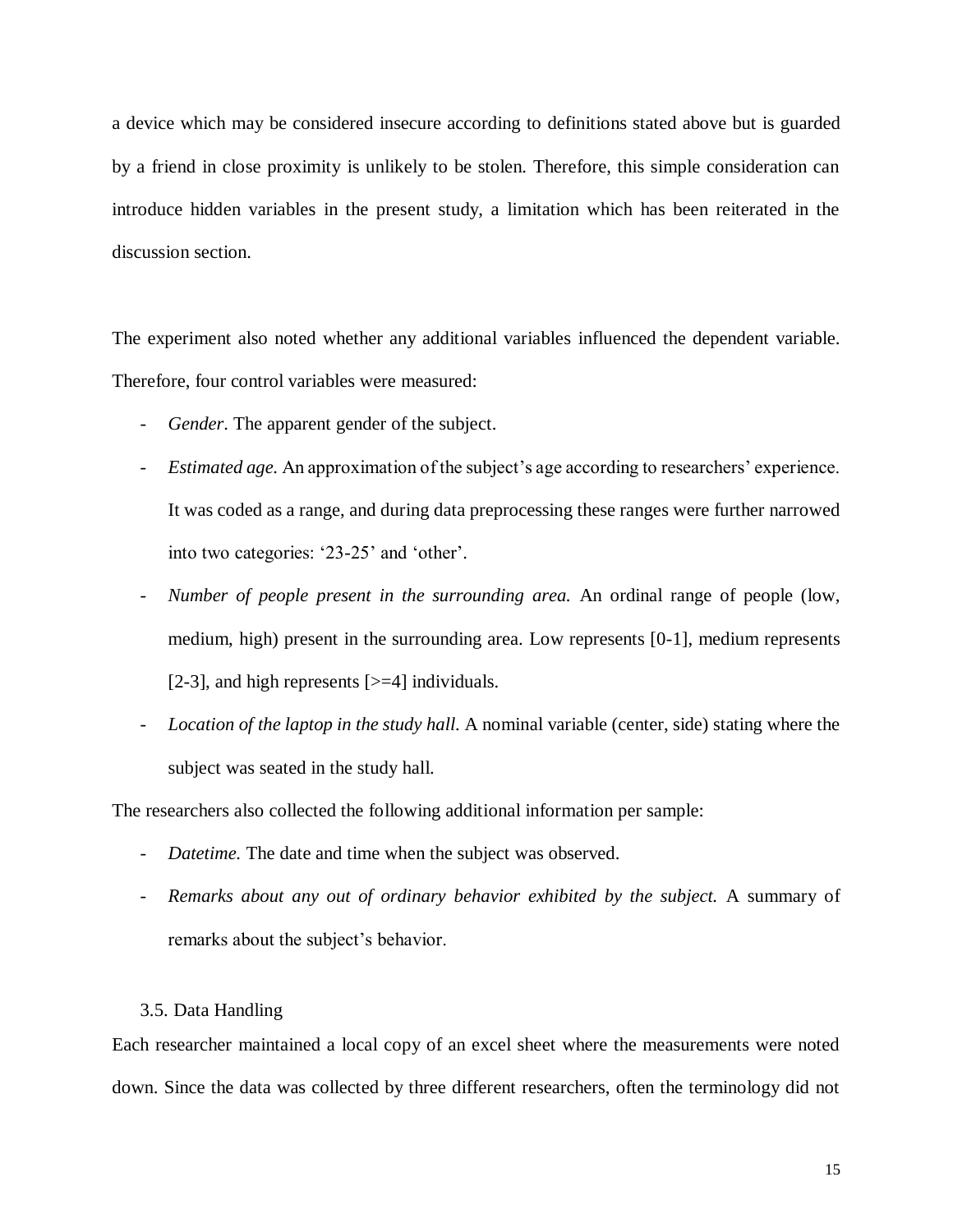a device which may be considered insecure according to definitions stated above but is guarded by a friend in close proximity is unlikely to be stolen. Therefore, this simple consideration can introduce hidden variables in the present study, a limitation which has been reiterated in the discussion section.

The experiment also noted whether any additional variables influenced the dependent variable. Therefore, four control variables were measured:

- *Gender*. The apparent gender of the subject.
- *Estimated age.* An approximation of the subject's age according to researchers' experience. It was coded as a range, and during data preprocessing these ranges were further narrowed into two categories: '23-25' and 'other'.
- *Number of people present in the surrounding area.* An ordinal range of people (low, medium, high) present in the surrounding area. Low represents [0-1], medium represents [2-3], and high represents [>=4] individuals.
- *Location of the laptop in the study hall.* A nominal variable (center, side) stating where the subject was seated in the study hall.

The researchers also collected the following additional information per sample:

- *Datetime.* The date and time when the subject was observed.
- *Remarks about any out of ordinary behavior exhibited by the subject.* A summary of remarks about the subject's behavior.

### 3.5. Data Handling

Each researcher maintained a local copy of an excel sheet where the measurements were noted down. Since the data was collected by three different researchers, often the terminology did not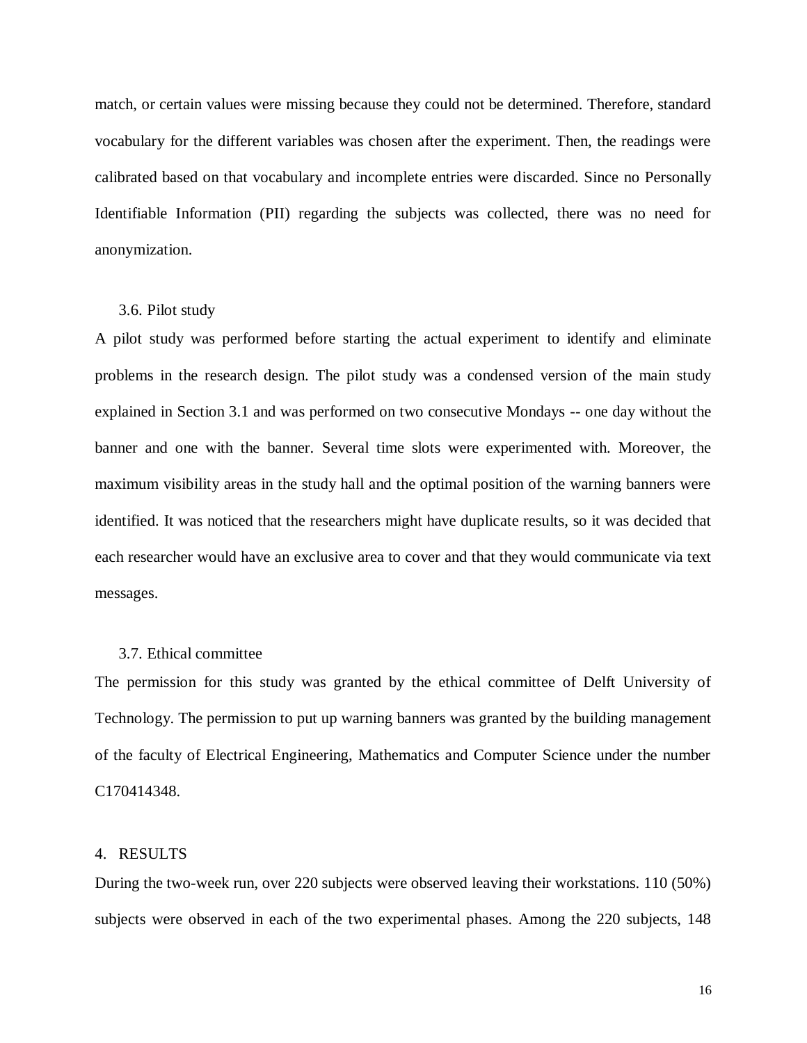match, or certain values were missing because they could not be determined. Therefore, standard vocabulary for the different variables was chosen after the experiment. Then, the readings were calibrated based on that vocabulary and incomplete entries were discarded. Since no Personally Identifiable Information (PII) regarding the subjects was collected, there was no need for anonymization.

### 3.6. Pilot study

A pilot study was performed before starting the actual experiment to identify and eliminate problems in the research design. The pilot study was a condensed version of the main study explained in Section 3.1 and was performed on two consecutive Mondays -- one day without the banner and one with the banner. Several time slots were experimented with. Moreover, the maximum visibility areas in the study hall and the optimal position of the warning banners were identified. It was noticed that the researchers might have duplicate results, so it was decided that each researcher would have an exclusive area to cover and that they would communicate via text messages.

### 3.7. Ethical committee

The permission for this study was granted by the ethical committee of Delft University of Technology. The permission to put up warning banners was granted by the building management of the faculty of Electrical Engineering, Mathematics and Computer Science under the number C170414348.

## 4. RESULTS

During the two-week run, over 220 subjects were observed leaving their workstations. 110 (50%) subjects were observed in each of the two experimental phases. Among the 220 subjects, 148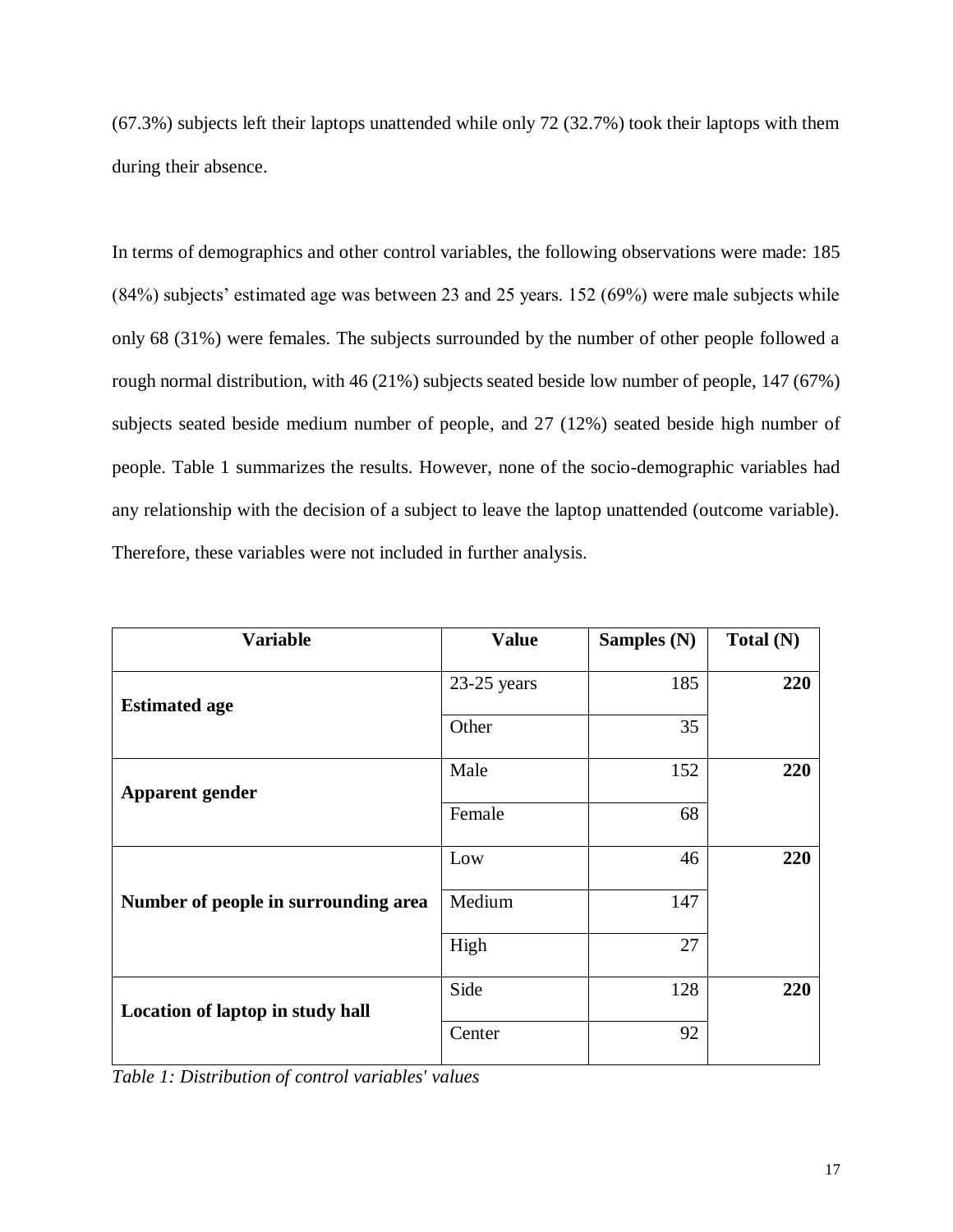(67.3%) subjects left their laptops unattended while only 72 (32.7%) took their laptops with them during their absence.

In terms of demographics and other control variables, the following observations were made: 185 (84%) subjects' estimated age was between 23 and 25 years. 152 (69%) were male subjects while only 68 (31%) were females. The subjects surrounded by the number of other people followed a rough normal distribution, with 46 (21%) subjects seated beside low number of people, 147 (67%) subjects seated beside medium number of people, and 27 (12%) seated beside high number of people. Table 1 summarizes the results. However, none of the socio-demographic variables had any relationship with the decision of a subject to leave the laptop unattended (outcome variable). Therefore, these variables were not included in further analysis.

| Variable | Value | Samples (N) | Total (N) |
|---|---|---|---|
| **Estimated age** | 23-25 years | 185 | **220** |
| | Other | 35 | |
| **Apparent gender** | Male | 152 | **220** |
| | Female | 68 | |
| **Number of people in surrounding area** | Low | 46 | **220** |
| | Medium | 147 | |
| | High | 27 | |
| **Location of laptop in study hall** | Side | 128 | **220** |
| | Center | 92 | |

*Table 1: Distribution of control variables' values*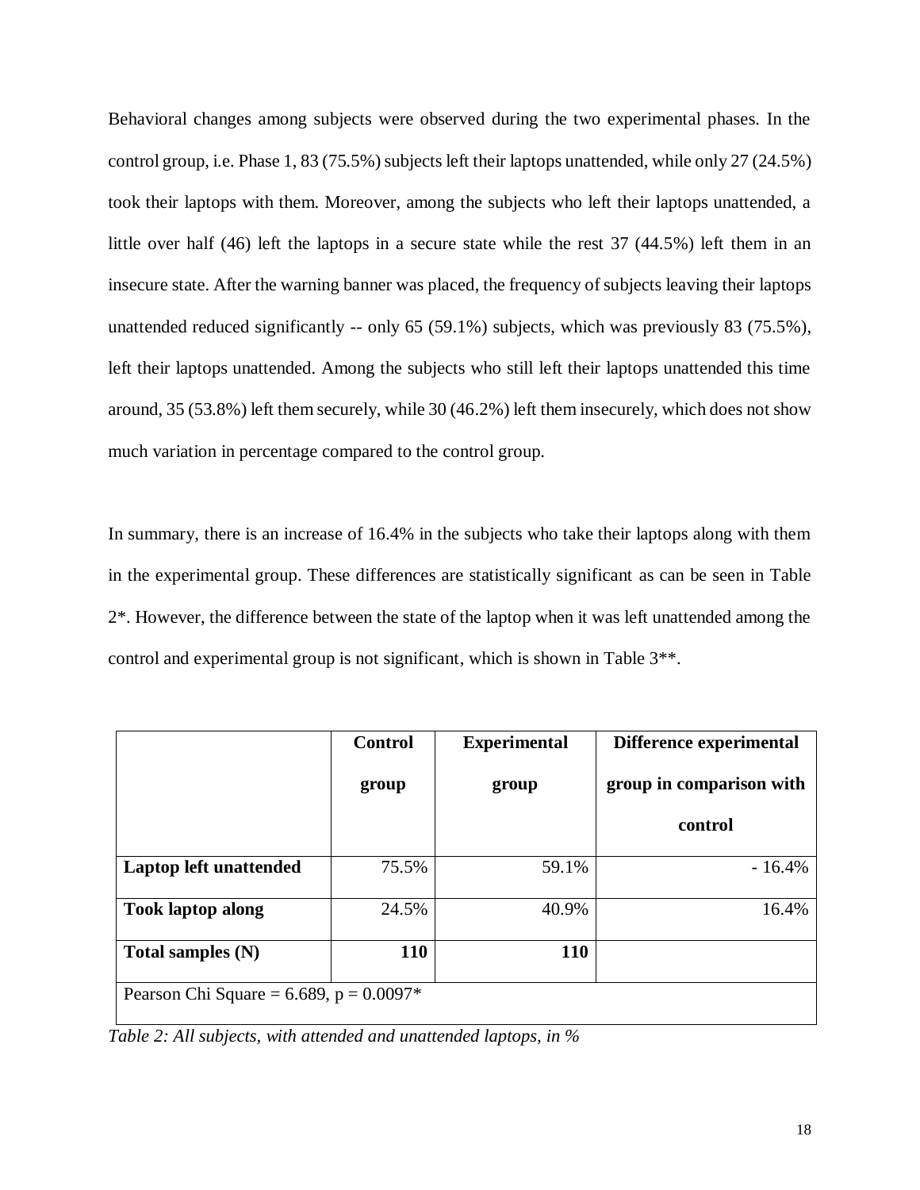Behavioral changes among subjects were observed during the two experimental phases. In the control group, i.e. Phase 1, 83 (75.5%) subjects left their laptops unattended, while only 27 (24.5%) took their laptops with them. Moreover, among the subjects who left their laptops unattended, a little over half (46) left the laptops in a secure state while the rest 37 (44.5%) left them in an insecure state. After the warning banner was placed, the frequency of subjects leaving their laptops unattended reduced significantly -- only 65 (59.1%) subjects, which was previously 83 (75.5%), left their laptops unattended. Among the subjects who still left their laptops unattended this time around, 35 (53.8%) left them securely, while 30 (46.2%) left them insecurely, which does not show much variation in percentage compared to the control group.

In summary, there is an increase of 16.4% in the subjects who take their laptops along with them in the experimental group. These differences are statistically significant as can be seen in Table 2*. However, the difference between the state of the laptop when it was left unattended among the control and experimental group is not significant, which is shown in Table 3**.

| | **Control group** | **Experimental group** | **Difference experimental group in comparison with control** |
|---|---:|---:|---:|
| **Laptop left unattended** | 75.5% | 59.1% | - 16.4% |
| **Took laptop along** | 24.5% | 40.9% | 16.4% |
| **Total samples (N)** | **110** | **110** | |
| Pearson Chi Square = 6.689, p = 0.0097* | | | |

*Table 2: All subjects, with attended and unattended laptops, in %*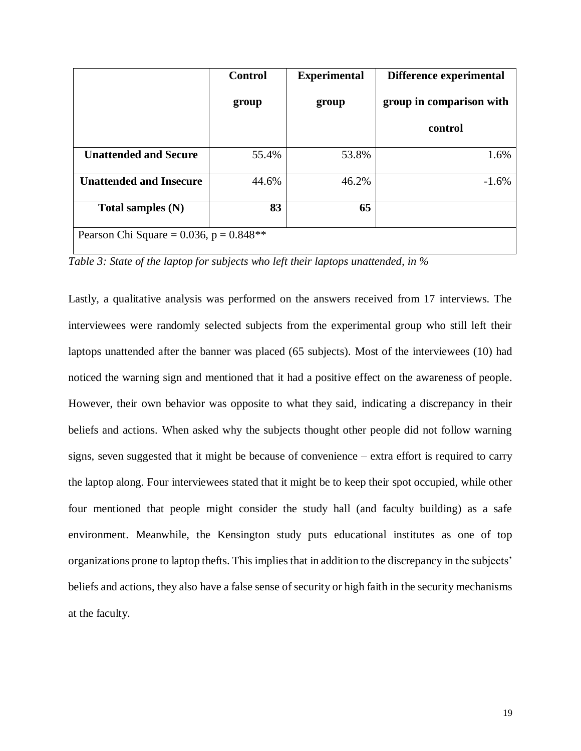| | Control group | Experimental group | Difference experimental group in comparison with control |
|---|---|---|---|
| **Unattended and Secure** | 55.4% | 53.8% | 1.6% |
| **Unattended and Insecure** | 44.6% | 46.2% | -1.6% |
| **Total samples (N)** | **83** | **65** | |
| Pearson Chi Square = 0.036, p = 0.848** | | | |

*Table 3: State of the laptop for subjects who left their laptops unattended, in %*

Lastly, a qualitative analysis was performed on the answers received from 17 interviews. The interviewees were randomly selected subjects from the experimental group who still left their laptops unattended after the banner was placed (65 subjects). Most of the interviewees (10) had noticed the warning sign and mentioned that it had a positive effect on the awareness of people. However, their own behavior was opposite to what they said, indicating a discrepancy in their beliefs and actions. When asked why the subjects thought other people did not follow warning signs, seven suggested that it might be because of convenience – extra effort is required to carry the laptop along. Four interviewees stated that it might be to keep their spot occupied, while other four mentioned that people might consider the study hall (and faculty building) as a safe environment. Meanwhile, the Kensington study puts educational institutes as one of top organizations prone to laptop thefts. This implies that in addition to the discrepancy in the subjects' beliefs and actions, they also have a false sense of security or high faith in the security mechanisms at the faculty.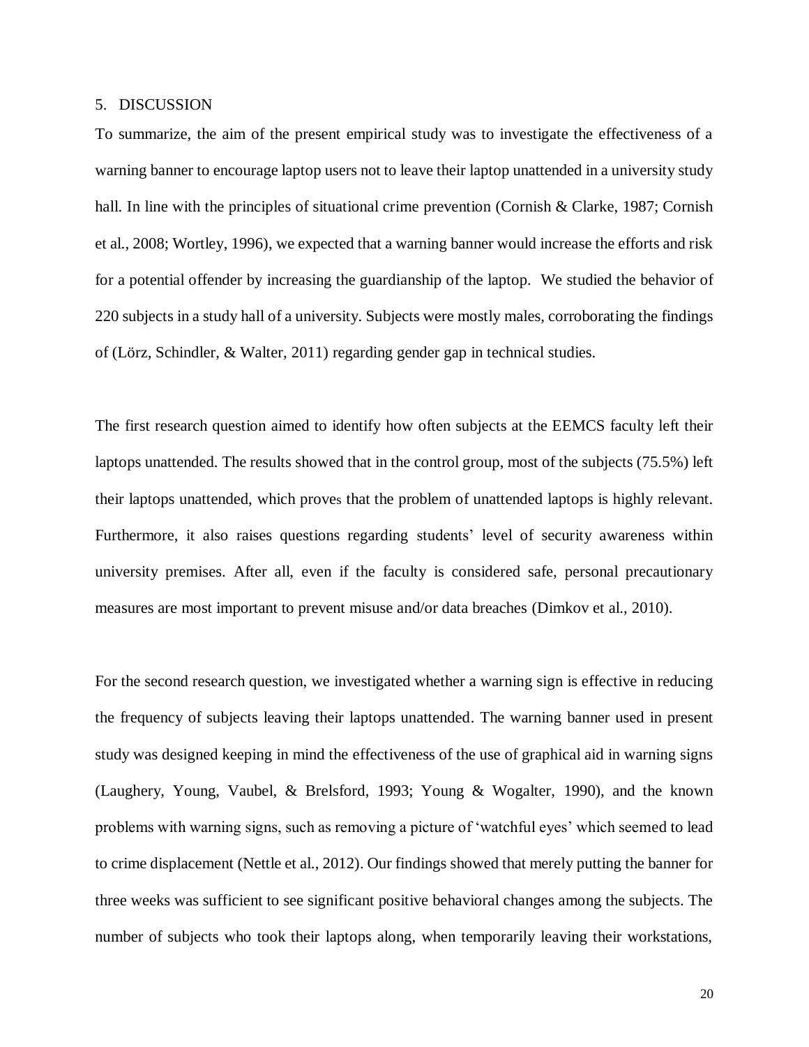## 5. DISCUSSION

To summarize, the aim of the present empirical study was to investigate the effectiveness of a warning banner to encourage laptop users not to leave their laptop unattended in a university study hall. In line with the principles of situational crime prevention (Cornish & Clarke, 1987; Cornish et al., 2008; Wortley, 1996), we expected that a warning banner would increase the efforts and risk for a potential offender by increasing the guardianship of the laptop. We studied the behavior of 220 subjects in a study hall of a university. Subjects were mostly males, corroborating the findings of (Lörz, Schindler, & Walter, 2011) regarding gender gap in technical studies.

The first research question aimed to identify how often subjects at the EEMCS faculty left their laptops unattended. The results showed that in the control group, most of the subjects (75.5%) left their laptops unattended, which proves that the problem of unattended laptops is highly relevant. Furthermore, it also raises questions regarding students' level of security awareness within university premises. After all, even if the faculty is considered safe, personal precautionary measures are most important to prevent misuse and/or data breaches (Dimkov et al., 2010).

For the second research question, we investigated whether a warning sign is effective in reducing the frequency of subjects leaving their laptops unattended. The warning banner used in present study was designed keeping in mind the effectiveness of the use of graphical aid in warning signs (Laughery, Young, Vaubel, & Brelsford, 1993; Young & Wogalter, 1990), and the known problems with warning signs, such as removing a picture of 'watchful eyes' which seemed to lead to crime displacement (Nettle et al., 2012). Our findings showed that merely putting the banner for three weeks was sufficient to see significant positive behavioral changes among the subjects. The number of subjects who took their laptops along, when temporarily leaving their workstations,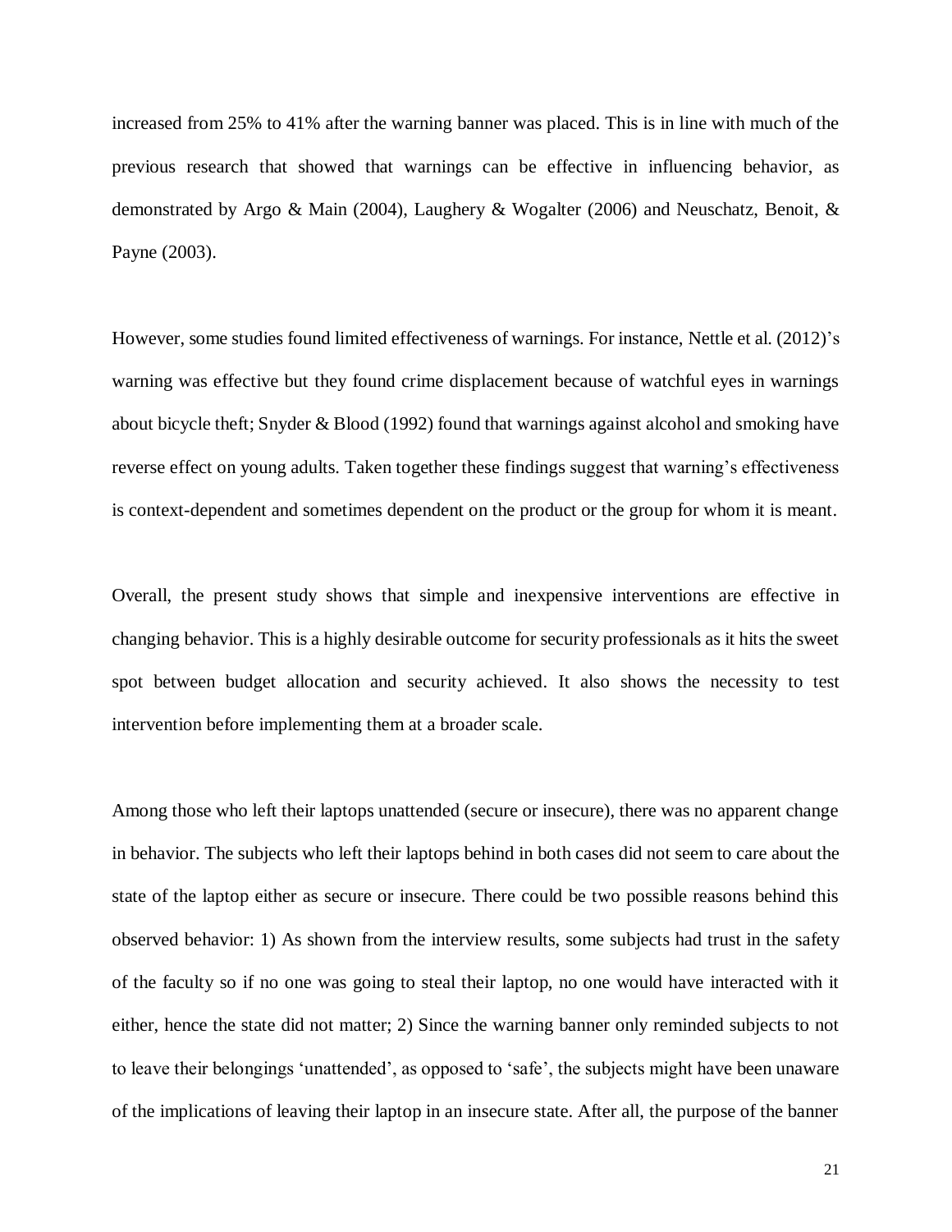increased from 25% to 41% after the warning banner was placed. This is in line with much of the previous research that showed that warnings can be effective in influencing behavior, as demonstrated by Argo & Main (2004), Laughery & Wogalter (2006) and Neuschatz, Benoit, & Payne (2003).

However, some studies found limited effectiveness of warnings. For instance, Nettle et al. (2012)'s warning was effective but they found crime displacement because of watchful eyes in warnings about bicycle theft; Snyder & Blood (1992) found that warnings against alcohol and smoking have reverse effect on young adults. Taken together these findings suggest that warning's effectiveness is context-dependent and sometimes dependent on the product or the group for whom it is meant.

Overall, the present study shows that simple and inexpensive interventions are effective in changing behavior. This is a highly desirable outcome for security professionals as it hits the sweet spot between budget allocation and security achieved. It also shows the necessity to test intervention before implementing them at a broader scale.

Among those who left their laptops unattended (secure or insecure), there was no apparent change in behavior. The subjects who left their laptops behind in both cases did not seem to care about the state of the laptop either as secure or insecure. There could be two possible reasons behind this observed behavior: 1) As shown from the interview results, some subjects had trust in the safety of the faculty so if no one was going to steal their laptop, no one would have interacted with it either, hence the state did not matter; 2) Since the warning banner only reminded subjects to not to leave their belongings 'unattended', as opposed to 'safe', the subjects might have been unaware of the implications of leaving their laptop in an insecure state. After all, the purpose of the banner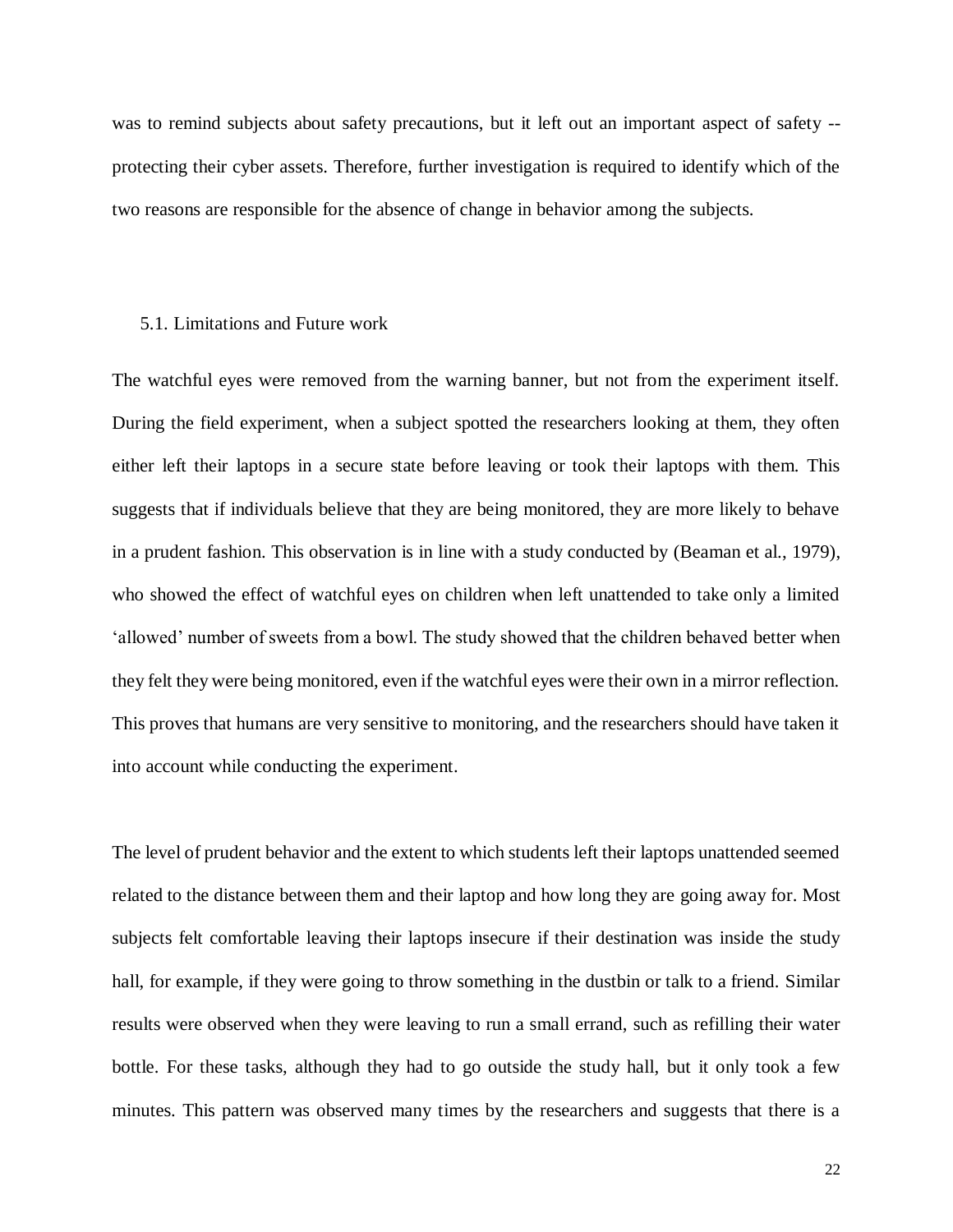was to remind subjects about safety precautions, but it left out an important aspect of safety -- protecting their cyber assets. Therefore, further investigation is required to identify which of the two reasons are responsible for the absence of change in behavior among the subjects.

## 5.1. Limitations and Future work

The watchful eyes were removed from the warning banner, but not from the experiment itself. During the field experiment, when a subject spotted the researchers looking at them, they often either left their laptops in a secure state before leaving or took their laptops with them. This suggests that if individuals believe that they are being monitored, they are more likely to behave in a prudent fashion. This observation is in line with a study conducted by (Beaman et al., 1979), who showed the effect of watchful eyes on children when left unattended to take only a limited 'allowed' number of sweets from a bowl. The study showed that the children behaved better when they felt they were being monitored, even if the watchful eyes were their own in a mirror reflection. This proves that humans are very sensitive to monitoring, and the researchers should have taken it into account while conducting the experiment.

The level of prudent behavior and the extent to which students left their laptops unattended seemed related to the distance between them and their laptop and how long they are going away for. Most subjects felt comfortable leaving their laptops insecure if their destination was inside the study hall, for example, if they were going to throw something in the dustbin or talk to a friend. Similar results were observed when they were leaving to run a small errand, such as refilling their water bottle. For these tasks, although they had to go outside the study hall, but it only took a few minutes. This pattern was observed many times by the researchers and suggests that there is a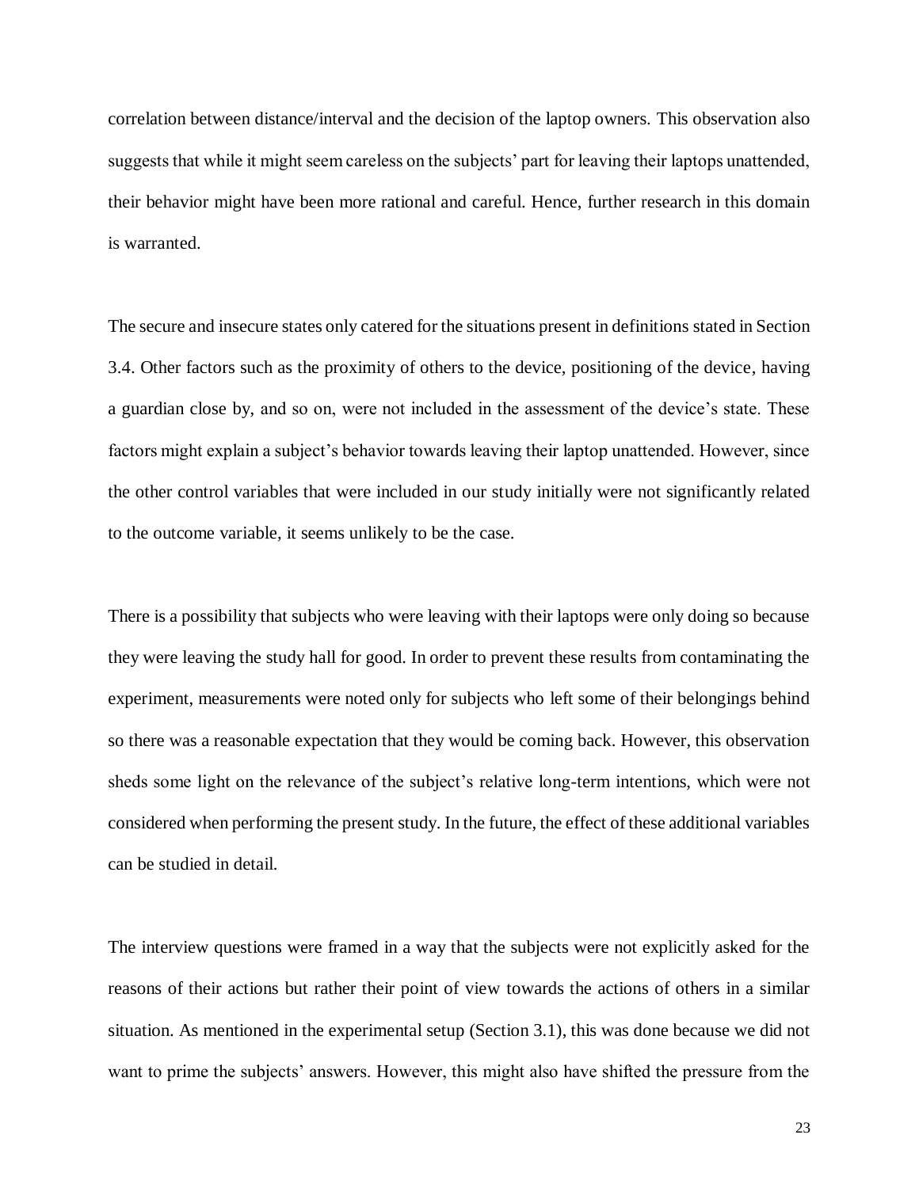correlation between distance/interval and the decision of the laptop owners. This observation also suggests that while it might seem careless on the subjects' part for leaving their laptops unattended, their behavior might have been more rational and careful. Hence, further research in this domain is warranted.

The secure and insecure states only catered for the situations present in definitions stated in Section 3.4. Other factors such as the proximity of others to the device, positioning of the device, having a guardian close by, and so on, were not included in the assessment of the device's state. These factors might explain a subject's behavior towards leaving their laptop unattended. However, since the other control variables that were included in our study initially were not significantly related to the outcome variable, it seems unlikely to be the case.

There is a possibility that subjects who were leaving with their laptops were only doing so because they were leaving the study hall for good. In order to prevent these results from contaminating the experiment, measurements were noted only for subjects who left some of their belongings behind so there was a reasonable expectation that they would be coming back. However, this observation sheds some light on the relevance of the subject's relative long-term intentions, which were not considered when performing the present study. In the future, the effect of these additional variables can be studied in detail.

The interview questions were framed in a way that the subjects were not explicitly asked for the reasons of their actions but rather their point of view towards the actions of others in a similar situation. As mentioned in the experimental setup (Section 3.1), this was done because we did not want to prime the subjects' answers. However, this might also have shifted the pressure from the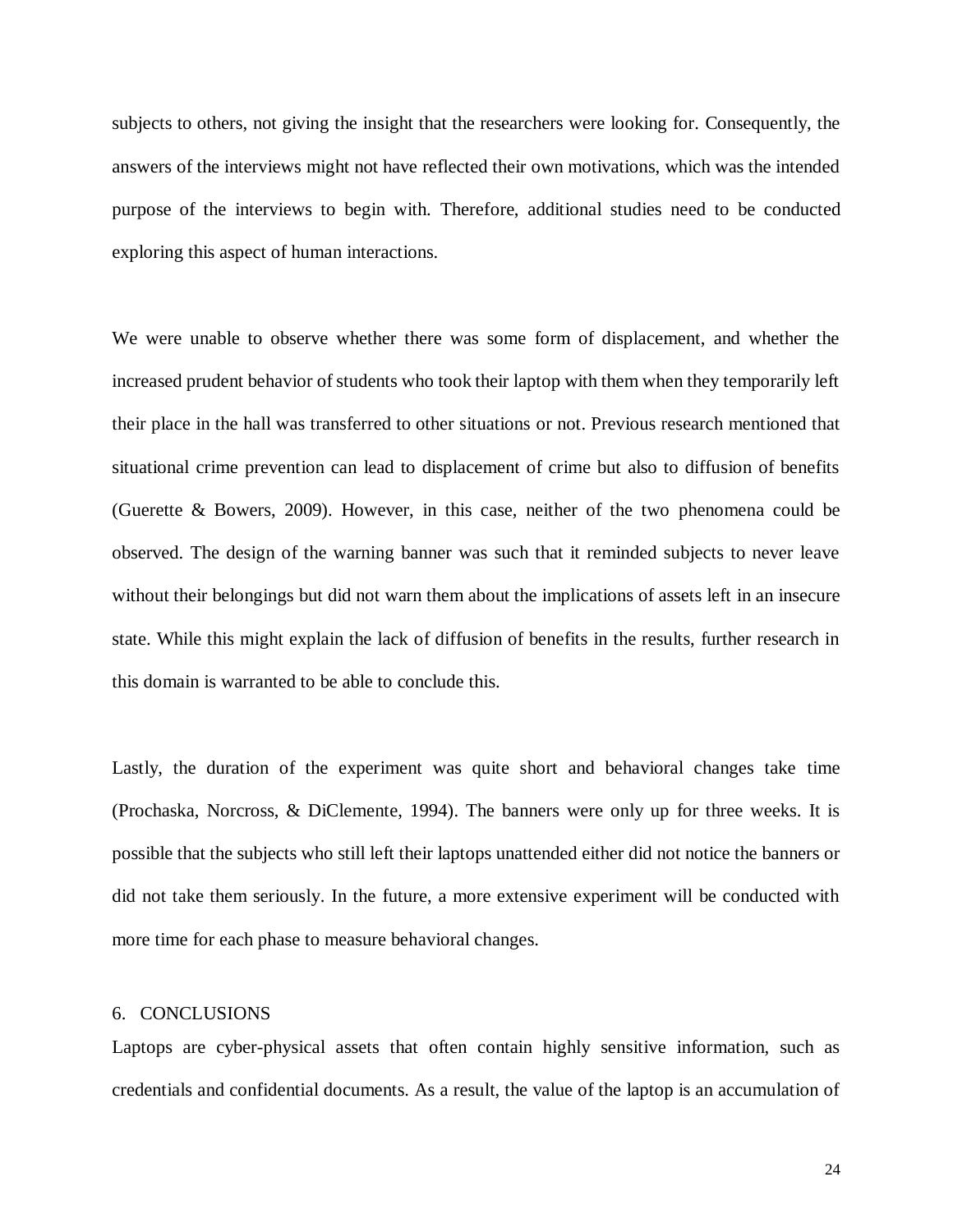subjects to others, not giving the insight that the researchers were looking for. Consequently, the answers of the interviews might not have reflected their own motivations, which was the intended purpose of the interviews to begin with. Therefore, additional studies need to be conducted exploring this aspect of human interactions.

We were unable to observe whether there was some form of displacement, and whether the increased prudent behavior of students who took their laptop with them when they temporarily left their place in the hall was transferred to other situations or not. Previous research mentioned that situational crime prevention can lead to displacement of crime but also to diffusion of benefits (Guerette & Bowers, 2009). However, in this case, neither of the two phenomena could be observed. The design of the warning banner was such that it reminded subjects to never leave without their belongings but did not warn them about the implications of assets left in an insecure state. While this might explain the lack of diffusion of benefits in the results, further research in this domain is warranted to be able to conclude this.

Lastly, the duration of the experiment was quite short and behavioral changes take time (Prochaska, Norcross, & DiClemente, 1994). The banners were only up for three weeks. It is possible that the subjects who still left their laptops unattended either did not notice the banners or did not take them seriously. In the future, a more extensive experiment will be conducted with more time for each phase to measure behavioral changes.

## 6. CONCLUSIONS

Laptops are cyber-physical assets that often contain highly sensitive information, such as credentials and confidential documents. As a result, the value of the laptop is an accumulation of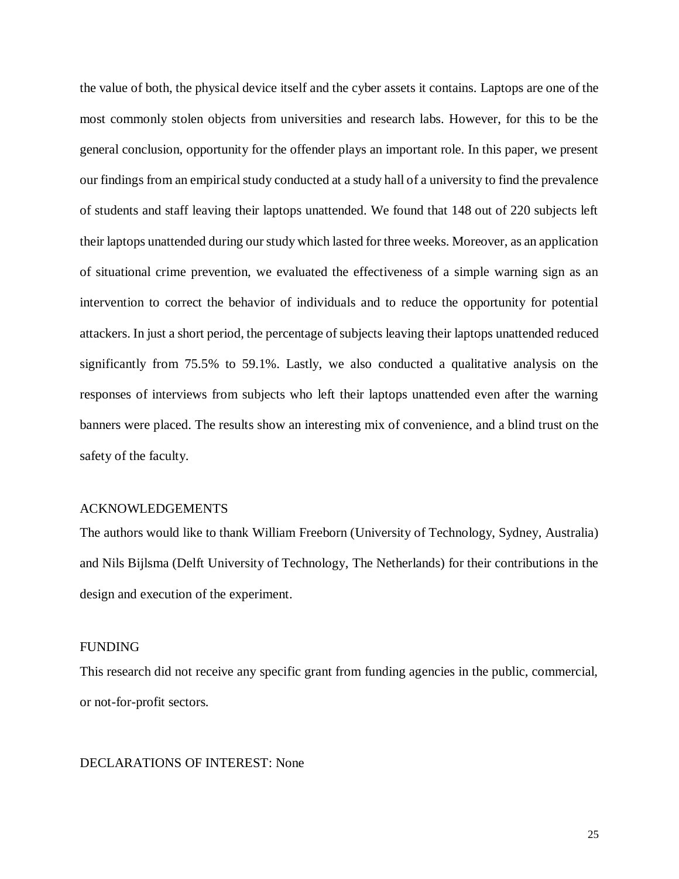the value of both, the physical device itself and the cyber assets it contains. Laptops are one of the most commonly stolen objects from universities and research labs. However, for this to be the general conclusion, opportunity for the offender plays an important role. In this paper, we present our findings from an empirical study conducted at a study hall of a university to find the prevalence of students and staff leaving their laptops unattended. We found that 148 out of 220 subjects left their laptops unattended during our study which lasted for three weeks. Moreover, as an application of situational crime prevention, we evaluated the effectiveness of a simple warning sign as an intervention to correct the behavior of individuals and to reduce the opportunity for potential attackers. In just a short period, the percentage of subjects leaving their laptops unattended reduced significantly from 75.5% to 59.1%. Lastly, we also conducted a qualitative analysis on the responses of interviews from subjects who left their laptops unattended even after the warning banners were placed. The results show an interesting mix of convenience, and a blind trust on the safety of the faculty.

## ACKNOWLEDGEMENTS

The authors would like to thank William Freeborn (University of Technology, Sydney, Australia) and Nils Bijlsma (Delft University of Technology, The Netherlands) for their contributions in the design and execution of the experiment.

## FUNDING

This research did not receive any specific grant from funding agencies in the public, commercial, or not-for-profit sectors.

## DECLARATIONS OF INTEREST: None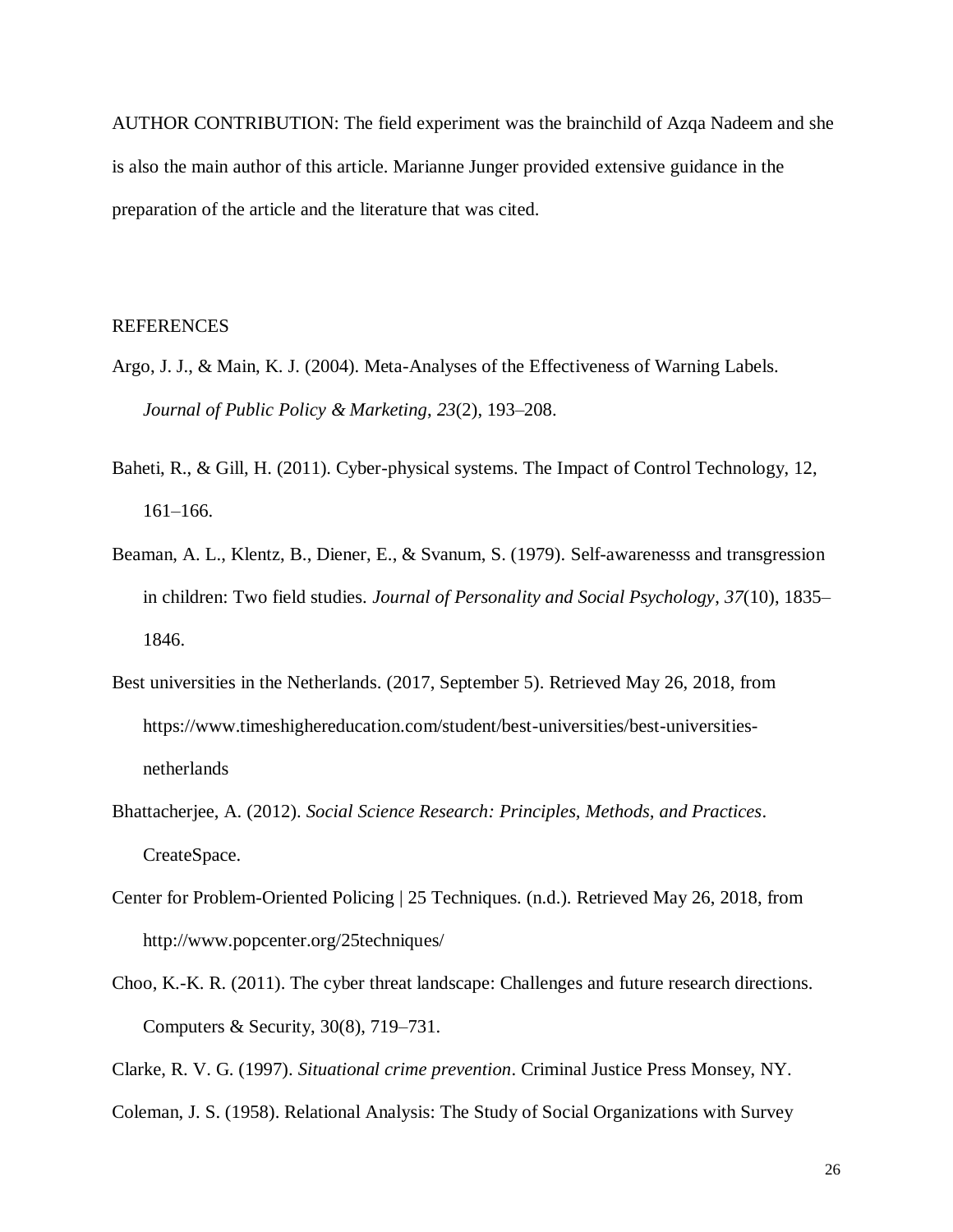AUTHOR CONTRIBUTION: The field experiment was the brainchild of Azqa Nadeem and she is also the main author of this article. Marianne Junger provided extensive guidance in the preparation of the article and the literature that was cited.

## REFERENCES

Argo, J. J., & Main, K. J. (2004). Meta-Analyses of the Effectiveness of Warning Labels. *Journal of Public Policy & Marketing*, *23*(2), 193–208.

Baheti, R., & Gill, H. (2011). Cyber-physical systems. The Impact of Control Technology, 12, 161–166.

Beaman, A. L., Klentz, B., Diener, E., & Svanum, S. (1979). Self-awarenesss and transgression in children: Two field studies. *Journal of Personality and Social Psychology*, *37*(10), 1835–1846.

Best universities in the Netherlands. (2017, September 5). Retrieved May 26, 2018, from https://www.timeshighereducation.com/student/best-universities/best-universities-netherlands

Bhattacherjee, A. (2012). *Social Science Research: Principles, Methods, and Practices*. CreateSpace.

Center for Problem-Oriented Policing | 25 Techniques. (n.d.). Retrieved May 26, 2018, from http://www.popcenter.org/25techniques/

Choo, K.-K. R. (2011). The cyber threat landscape: Challenges and future research directions. Computers & Security, 30(8), 719–731.

Clarke, R. V. G. (1997). *Situational crime prevention*. Criminal Justice Press Monsey, NY.

Coleman, J. S. (1958). Relational Analysis: The Study of Social Organizations with Survey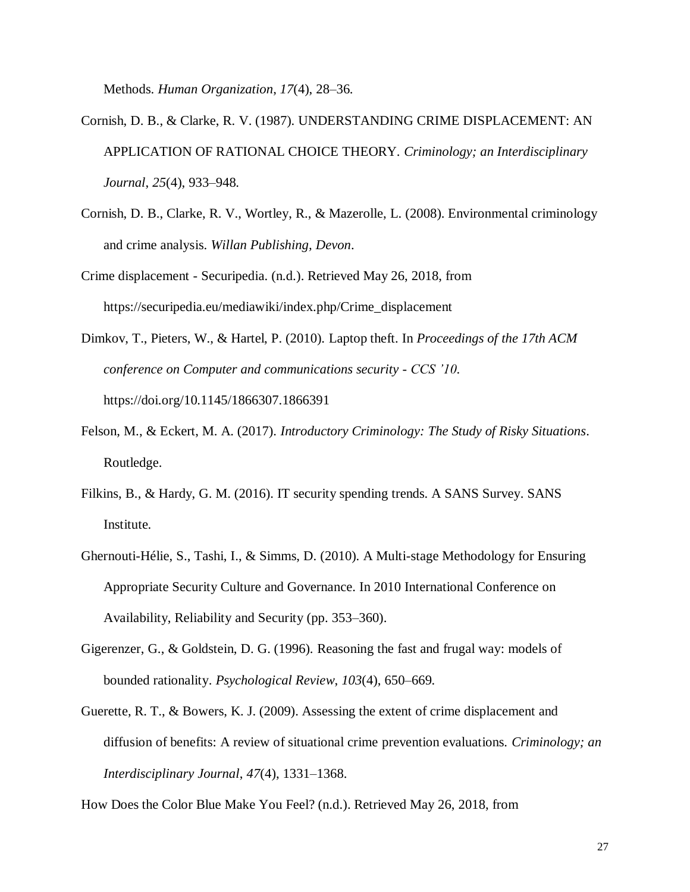Methods. *Human Organization*, *17*(4), 28–36.

Cornish, D. B., & Clarke, R. V. (1987). UNDERSTANDING CRIME DISPLACEMENT: AN APPLICATION OF RATIONAL CHOICE THEORY. *Criminology; an Interdisciplinary Journal*, *25*(4), 933–948.

Cornish, D. B., Clarke, R. V., Wortley, R., & Mazerolle, L. (2008). Environmental criminology and crime analysis. *Willan Publishing, Devon*.

Crime displacement - Securipedia. (n.d.). Retrieved May 26, 2018, from https://securipedia.eu/mediawiki/index.php/Crime_displacement

Dimkov, T., Pieters, W., & Hartel, P. (2010). Laptop theft. In *Proceedings of the 17th ACM conference on Computer and communications security - CCS '10*. https://doi.org/10.1145/1866307.1866391

Felson, M., & Eckert, M. A. (2017). *Introductory Criminology: The Study of Risky Situations*. Routledge.

Filkins, B., & Hardy, G. M. (2016). IT security spending trends. A SANS Survey. SANS Institute.

Ghernouti-Hélie, S., Tashi, I., & Simms, D. (2010). A Multi-stage Methodology for Ensuring Appropriate Security Culture and Governance. In 2010 International Conference on Availability, Reliability and Security (pp. 353–360).

Gigerenzer, G., & Goldstein, D. G. (1996). Reasoning the fast and frugal way: models of bounded rationality. *Psychological Review*, *103*(4), 650–669.

Guerette, R. T., & Bowers, K. J. (2009). Assessing the extent of crime displacement and diffusion of benefits: A review of situational crime prevention evaluations. *Criminology; an Interdisciplinary Journal*, *47*(4), 1331–1368.

How Does the Color Blue Make You Feel? (n.d.). Retrieved May 26, 2018, from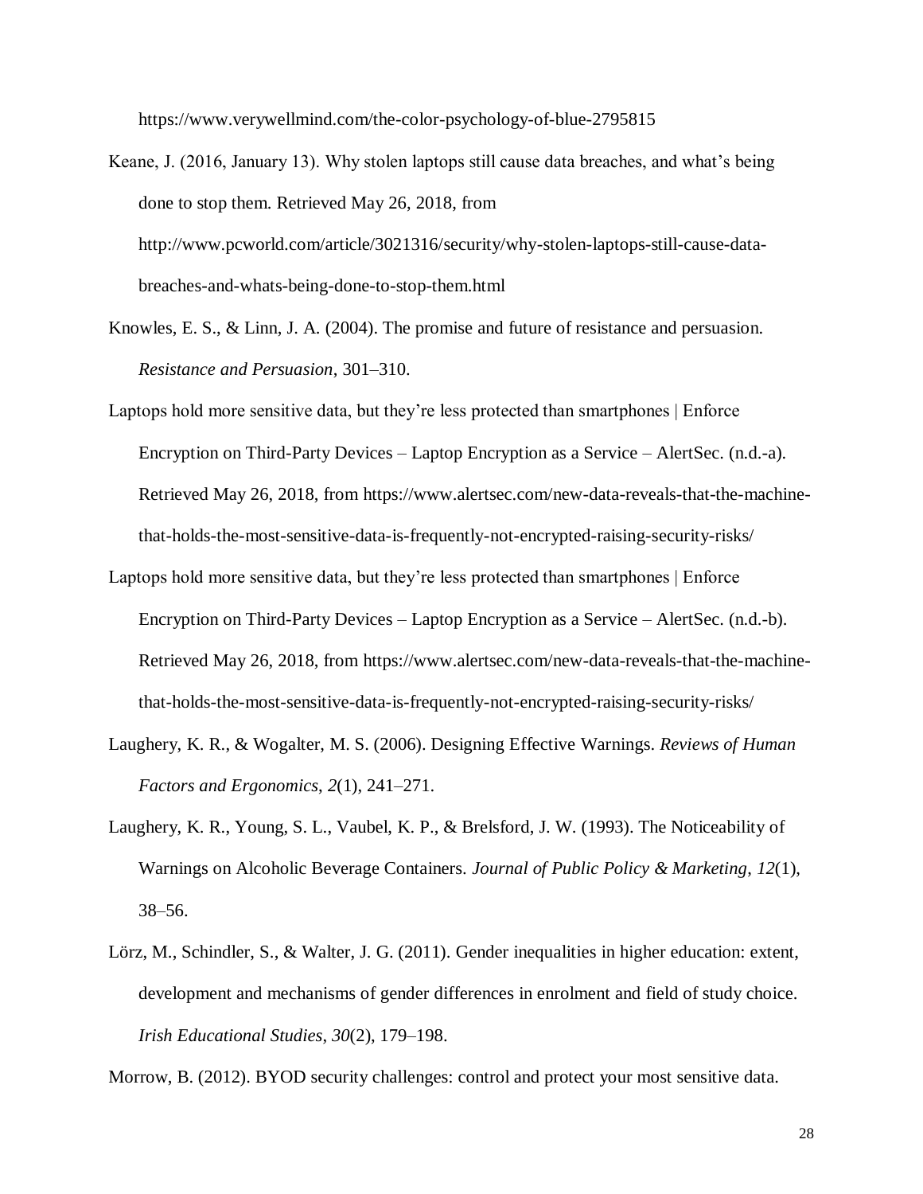https://www.verywellmind.com/the-color-psychology-of-blue-2795815

Keane, J. (2016, January 13). Why stolen laptops still cause data breaches, and what's being done to stop them. Retrieved May 26, 2018, from http://www.pcworld.com/article/3021316/security/why-stolen-laptops-still-cause-data-breaches-and-whats-being-done-to-stop-them.html

Knowles, E. S., & Linn, J. A. (2004). The promise and future of resistance and persuasion. *Resistance and Persuasion*, 301–310.

Laptops hold more sensitive data, but they're less protected than smartphones | Enforce Encryption on Third-Party Devices – Laptop Encryption as a Service – AlertSec. (n.d.-a). Retrieved May 26, 2018, from https://www.alertsec.com/new-data-reveals-that-the-machine-that-holds-the-most-sensitive-data-is-frequently-not-encrypted-raising-security-risks/

Laptops hold more sensitive data, but they're less protected than smartphones | Enforce Encryption on Third-Party Devices – Laptop Encryption as a Service – AlertSec. (n.d.-b). Retrieved May 26, 2018, from https://www.alertsec.com/new-data-reveals-that-the-machine-that-holds-the-most-sensitive-data-is-frequently-not-encrypted-raising-security-risks/

Laughery, K. R., & Wogalter, M. S. (2006). Designing Effective Warnings. *Reviews of Human Factors and Ergonomics*, *2*(1), 241–271.

Laughery, K. R., Young, S. L., Vaubel, K. P., & Brelsford, J. W. (1993). The Noticeability of Warnings on Alcoholic Beverage Containers. *Journal of Public Policy & Marketing*, *12*(1), 38–56.

Lörz, M., Schindler, S., & Walter, J. G. (2011). Gender inequalities in higher education: extent, development and mechanisms of gender differences in enrolment and field of study choice. *Irish Educational Studies*, *30*(2), 179–198.

Morrow, B. (2012). BYOD security challenges: control and protect your most sensitive data.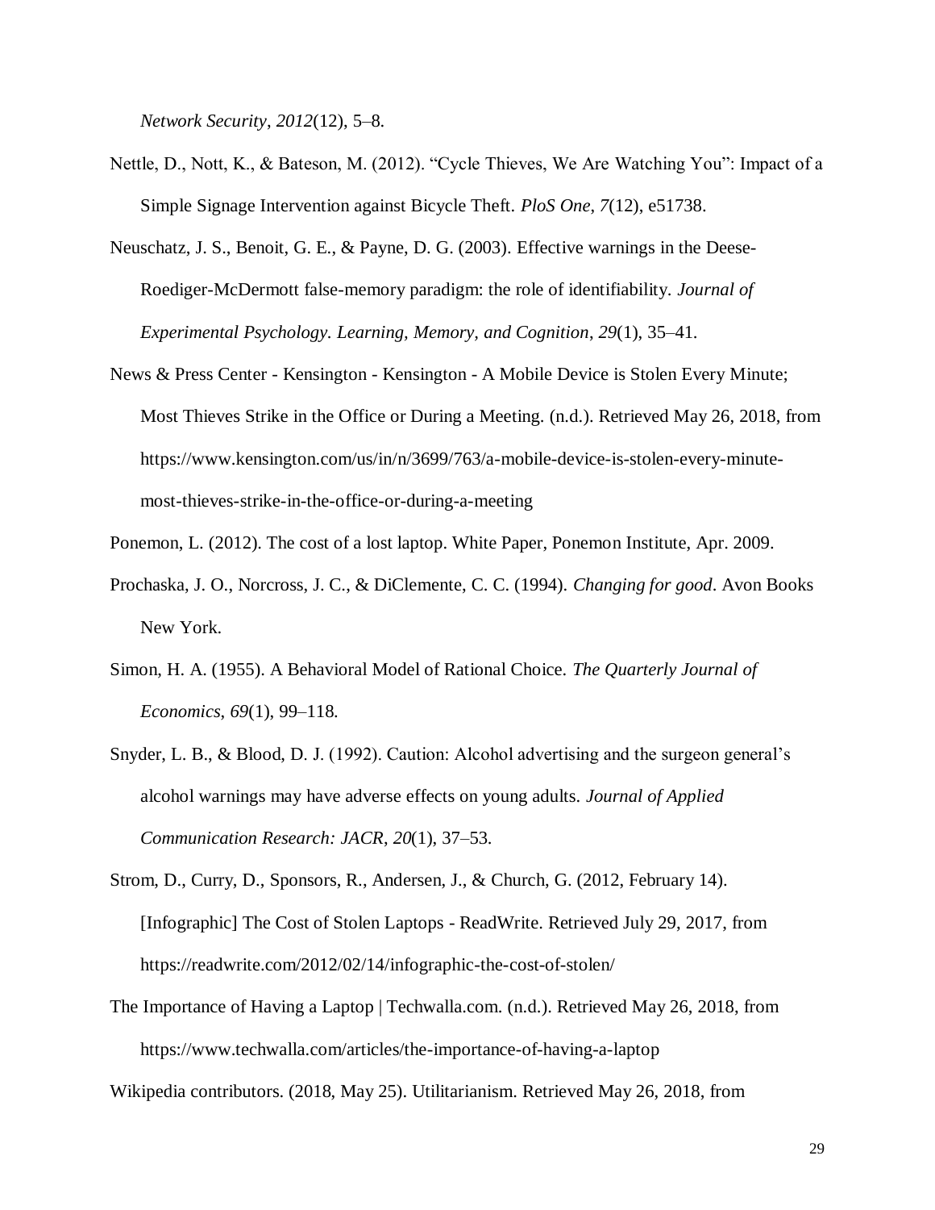*Network Security*, *2012*(12), 5–8.

Nettle, D., Nott, K., & Bateson, M. (2012). "Cycle Thieves, We Are Watching You": Impact of a Simple Signage Intervention against Bicycle Theft. *PloS One*, *7*(12), e51738.

Neuschatz, J. S., Benoit, G. E., & Payne, D. G. (2003). Effective warnings in the Deese-Roediger-McDermott false-memory paradigm: the role of identifiability. *Journal of Experimental Psychology. Learning, Memory, and Cognition*, *29*(1), 35–41.

News & Press Center - Kensington - Kensington - A Mobile Device is Stolen Every Minute; Most Thieves Strike in the Office or During a Meeting. (n.d.). Retrieved May 26, 2018, from https://www.kensington.com/us/in/n/3699/763/a-mobile-device-is-stolen-every-minute-most-thieves-strike-in-the-office-or-during-a-meeting

Ponemon, L. (2012). The cost of a lost laptop. White Paper, Ponemon Institute, Apr. 2009.

Prochaska, J. O., Norcross, J. C., & DiClemente, C. C. (1994). *Changing for good*. Avon Books New York.

Simon, H. A. (1955). A Behavioral Model of Rational Choice. *The Quarterly Journal of Economics*, *69*(1), 99–118.

Snyder, L. B., & Blood, D. J. (1992). Caution: Alcohol advertising and the surgeon general's alcohol warnings may have adverse effects on young adults. *Journal of Applied Communication Research: JACR*, *20*(1), 37–53.

Strom, D., Curry, D., Sponsors, R., Andersen, J., & Church, G. (2012, February 14). [Infographic] The Cost of Stolen Laptops - ReadWrite. Retrieved July 29, 2017, from https://readwrite.com/2012/02/14/infographic-the-cost-of-stolen/

The Importance of Having a Laptop | Techwalla.com. (n.d.). Retrieved May 26, 2018, from https://www.techwalla.com/articles/the-importance-of-having-a-laptop

Wikipedia contributors. (2018, May 25). Utilitarianism. Retrieved May 26, 2018, from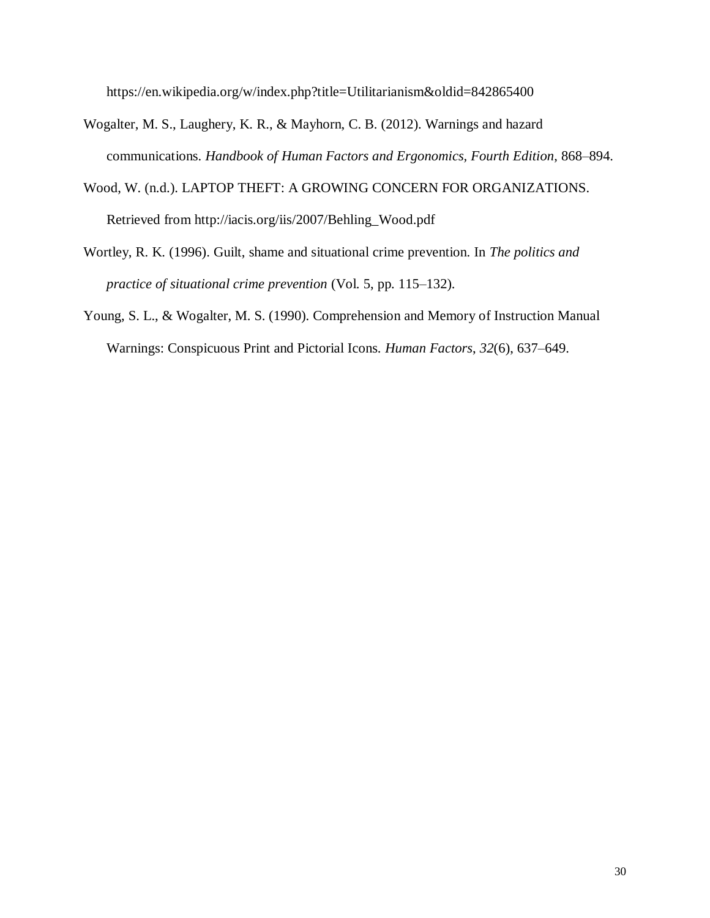https://en.wikipedia.org/w/index.php?title=Utilitarianism&oldid=842865400

Wogalter, M. S., Laughery, K. R., & Mayhorn, C. B. (2012). Warnings and hazard communications. *Handbook of Human Factors and Ergonomics, Fourth Edition*, 868–894.

Wood, W. (n.d.). LAPTOP THEFT: A GROWING CONCERN FOR ORGANIZATIONS. Retrieved from http://iacis.org/iis/2007/Behling_Wood.pdf

Wortley, R. K. (1996). Guilt, shame and situational crime prevention. In *The politics and practice of situational crime prevention* (Vol. 5, pp. 115–132).

Young, S. L., & Wogalter, M. S. (1990). Comprehension and Memory of Instruction Manual Warnings: Conspicuous Print and Pictorial Icons. *Human Factors*, *32*(6), 637–649.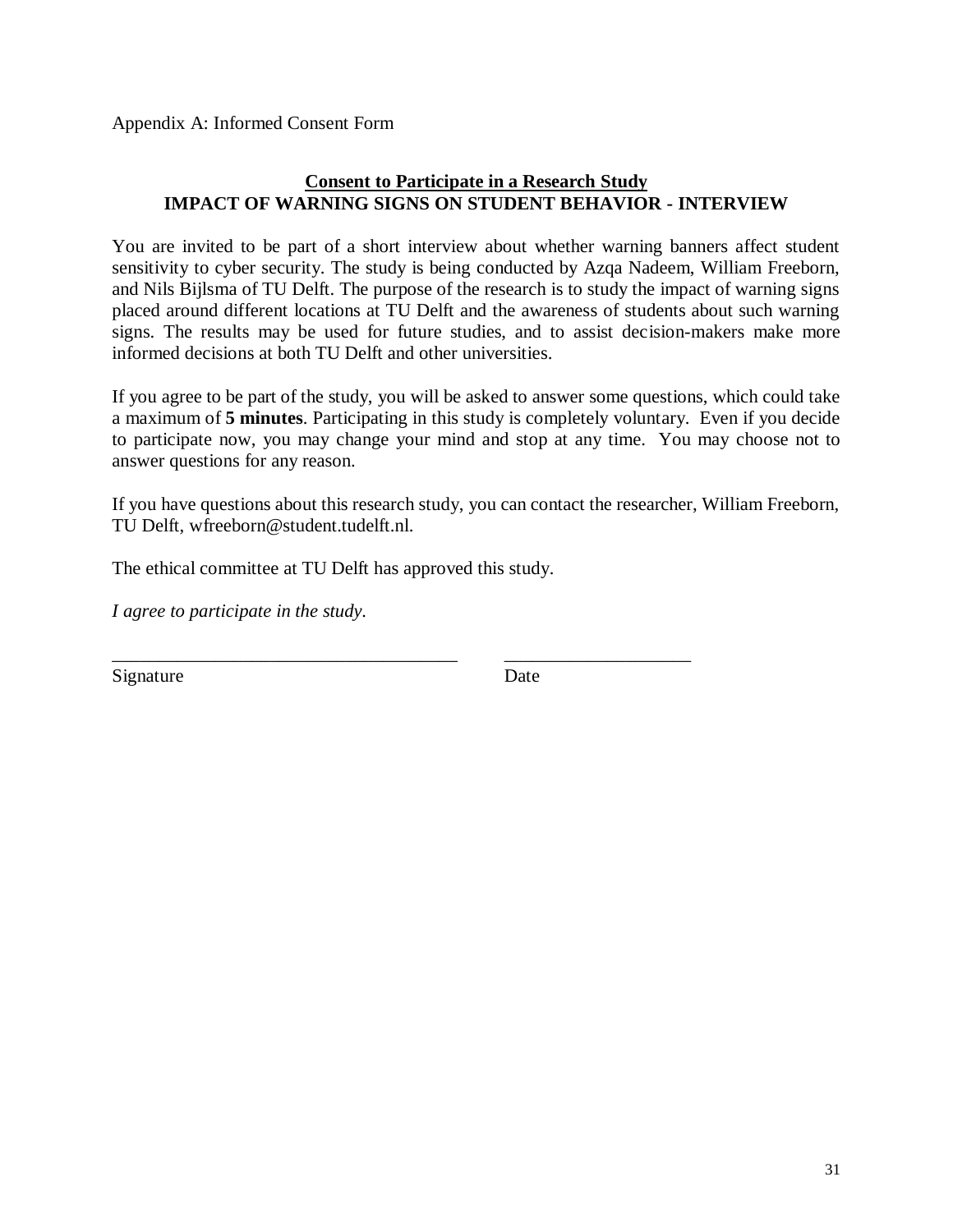Appendix A: Informed Consent Form

## <u>Consent to Participate in a Research Study</u>
## IMPACT OF WARNING SIGNS ON STUDENT BEHAVIOR - INTERVIEW

You are invited to be part of a short interview about whether warning banners affect student sensitivity to cyber security. The study is being conducted by Azqa Nadeem, William Freeborn, and Nils Bijlsma of TU Delft. The purpose of the research is to study the impact of warning signs placed around different locations at TU Delft and the awareness of students about such warning signs. The results may be used for future studies, and to assist decision-makers make more informed decisions at both TU Delft and other universities.

If you agree to be part of the study, you will be asked to answer some questions, which could take a maximum of **5 minutes**. Participating in this study is completely voluntary. Even if you decide to participate now, you may change your mind and stop at any time. You may choose not to answer questions for any reason.

If you have questions about this research study, you can contact the researcher, William Freeborn, TU Delft, wfreeborn@student.tudelft.nl.

The ethical committee at TU Delft has approved this study.

*I agree to participate in the study.*

_____________________________________ ____________________

Signature Date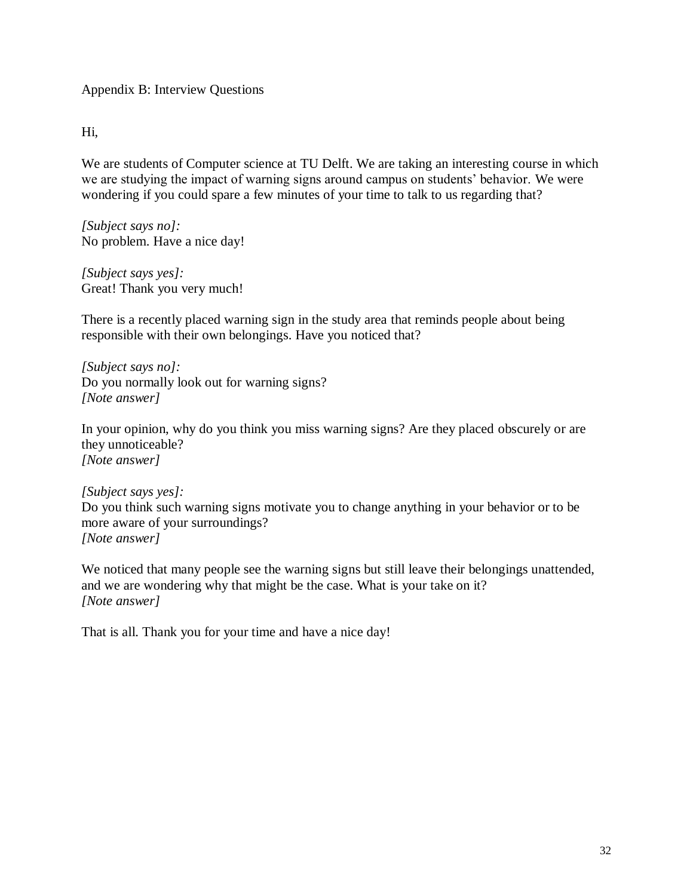Appendix B: Interview Questions

Hi,

We are students of Computer science at TU Delft. We are taking an interesting course in which we are studying the impact of warning signs around campus on students' behavior. We were wondering if you could spare a few minutes of your time to talk to us regarding that?

*[Subject says no]:*
No problem. Have a nice day!

*[Subject says yes]:*
Great! Thank you very much!

There is a recently placed warning sign in the study area that reminds people about being responsible with their own belongings. Have you noticed that?

*[Subject says no]:*
Do you normally look out for warning signs?
*[Note answer]*

In your opinion, why do you think you miss warning signs? Are they placed obscurely or are they unnoticeable?
*[Note answer]*

*[Subject says yes]:*
Do you think such warning signs motivate you to change anything in your behavior or to be more aware of your surroundings?
*[Note answer]*

We noticed that many people see the warning signs but still leave their belongings unattended, and we are wondering why that might be the case. What is your take on it?
*[Note answer]*

That is all. Thank you for your time and have a nice day!